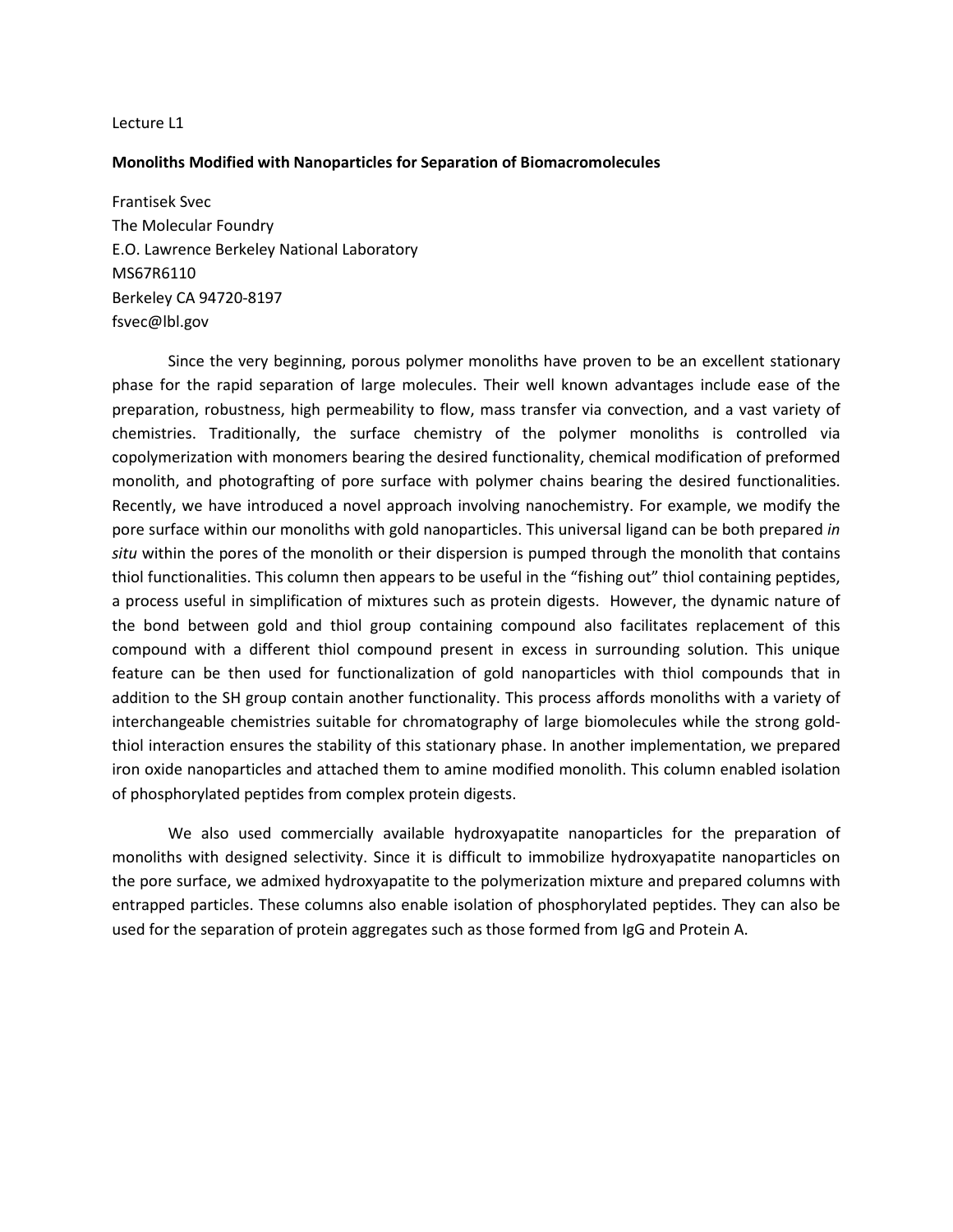Lecture L1

**Monoliths Modified with Nanoparticles for Separation of Biomacromolecules**

Frantisek Svec
The Molecular Foundry
E.O. Lawrence Berkeley National Laboratory
MS67R6110
Berkeley CA 94720-8197
fsvec@lbl.gov

Since the very beginning, porous polymer monoliths have proven to be an excellent stationary phase for the rapid separation of large molecules. Their well known advantages include ease of the preparation, robustness, high permeability to flow, mass transfer via convection, and a vast variety of chemistries. Traditionally, the surface chemistry of the polymer monoliths is controlled via copolymerization with monomers bearing the desired functionality, chemical modification of preformed monolith, and photografting of pore surface with polymer chains bearing the desired functionalities. Recently, we have introduced a novel approach involving nanochemistry. For example, we modify the pore surface within our monoliths with gold nanoparticles. This universal ligand can be both prepared *in situ* within the pores of the monolith or their dispersion is pumped through the monolith that contains thiol functionalities. This column then appears to be useful in the "fishing out" thiol containing peptides, a process useful in simplification of mixtures such as protein digests. However, the dynamic nature of the bond between gold and thiol group containing compound also facilitates replacement of this compound with a different thiol compound present in excess in surrounding solution. This unique feature can be then used for functionalization of gold nanoparticles with thiol compounds that in addition to the SH group contain another functionality. This process affords monoliths with a variety of interchangeable chemistries suitable for chromatography of large biomolecules while the strong gold-thiol interaction ensures the stability of this stationary phase. In another implementation, we prepared iron oxide nanoparticles and attached them to amine modified monolith. This column enabled isolation of phosphorylated peptides from complex protein digests.

We also used commercially available hydroxyapatite nanoparticles for the preparation of monoliths with designed selectivity. Since it is difficult to immobilize hydroxyapatite nanoparticles on the pore surface, we admixed hydroxyapatite to the polymerization mixture and prepared columns with entrapped particles. These columns also enable isolation of phosphorylated peptides. They can also be used for the separation of protein aggregates such as those formed from IgG and Protein A.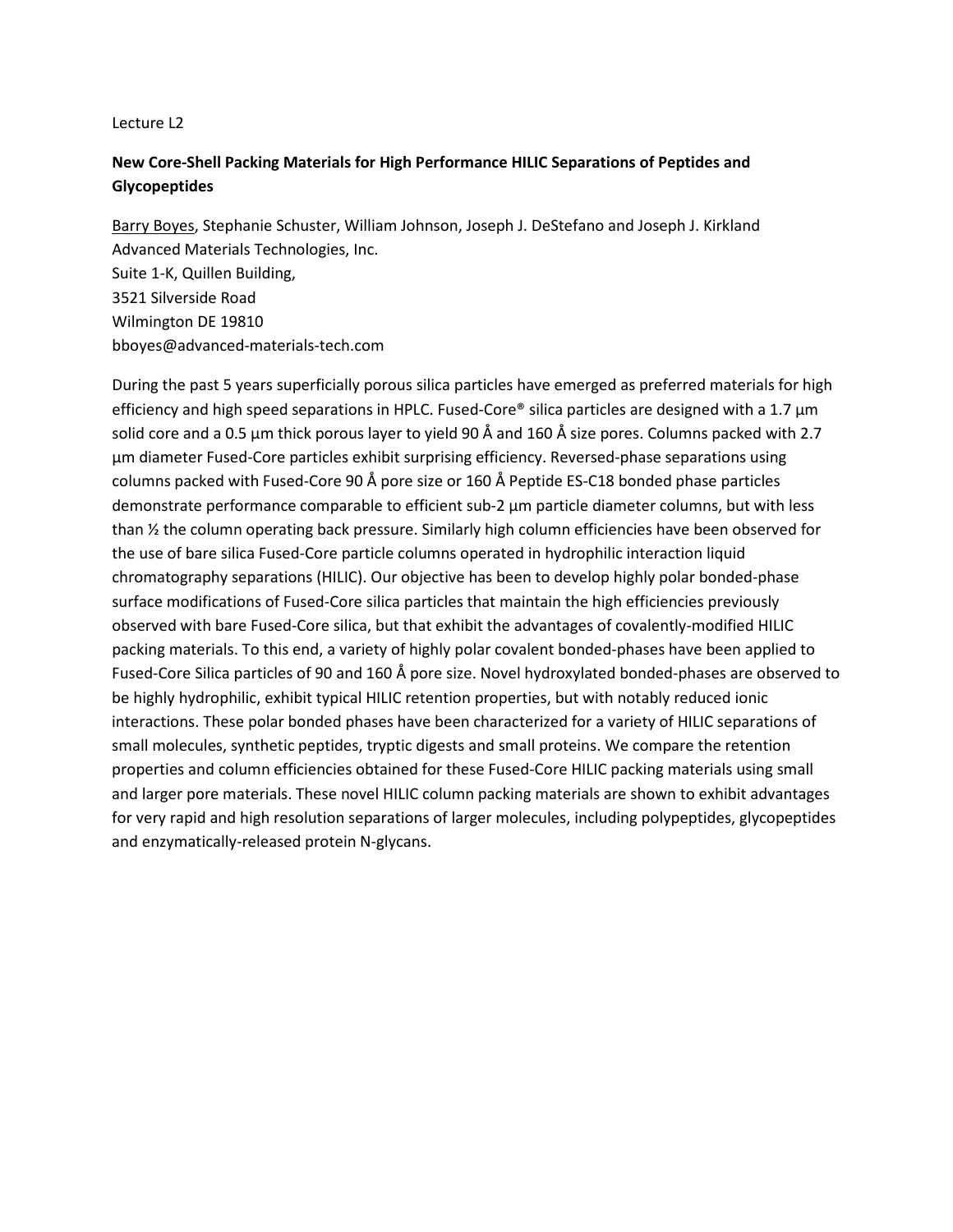Lecture L2

**New Core-Shell Packing Materials for High Performance HILIC Separations of Peptides and Glycopeptides**

Barry Boyes, Stephanie Schuster, William Johnson, Joseph J. DeStefano and Joseph J. Kirkland
Advanced Materials Technologies, Inc.
Suite 1-K, Quillen Building,
3521 Silverside Road
Wilmington DE 19810
bboyes@advanced-materials-tech.com

During the past 5 years superficially porous silica particles have emerged as preferred materials for high efficiency and high speed separations in HPLC. Fused-Core® silica particles are designed with a 1.7 µm solid core and a 0.5 µm thick porous layer to yield 90 Å and 160 Å size pores. Columns packed with 2.7 µm diameter Fused-Core particles exhibit surprising efficiency. Reversed-phase separations using columns packed with Fused-Core 90 Å pore size or 160 Å Peptide ES-C18 bonded phase particles demonstrate performance comparable to efficient sub-2 µm particle diameter columns, but with less than ½ the column operating back pressure. Similarly high column efficiencies have been observed for the use of bare silica Fused-Core particle columns operated in hydrophilic interaction liquid chromatography separations (HILIC). Our objective has been to develop highly polar bonded-phase surface modifications of Fused-Core silica particles that maintain the high efficiencies previously observed with bare Fused-Core silica, but that exhibit the advantages of covalently-modified HILIC packing materials. To this end, a variety of highly polar covalent bonded-phases have been applied to Fused-Core Silica particles of 90 and 160 Å pore size. Novel hydroxylated bonded-phases are observed to be highly hydrophilic, exhibit typical HILIC retention properties, but with notably reduced ionic interactions. These polar bonded phases have been characterized for a variety of HILIC separations of small molecules, synthetic peptides, tryptic digests and small proteins. We compare the retention properties and column efficiencies obtained for these Fused-Core HILIC packing materials using small and larger pore materials. These novel HILIC column packing materials are shown to exhibit advantages for very rapid and high resolution separations of larger molecules, including polypeptides, glycopeptides and enzymatically-released protein N-glycans.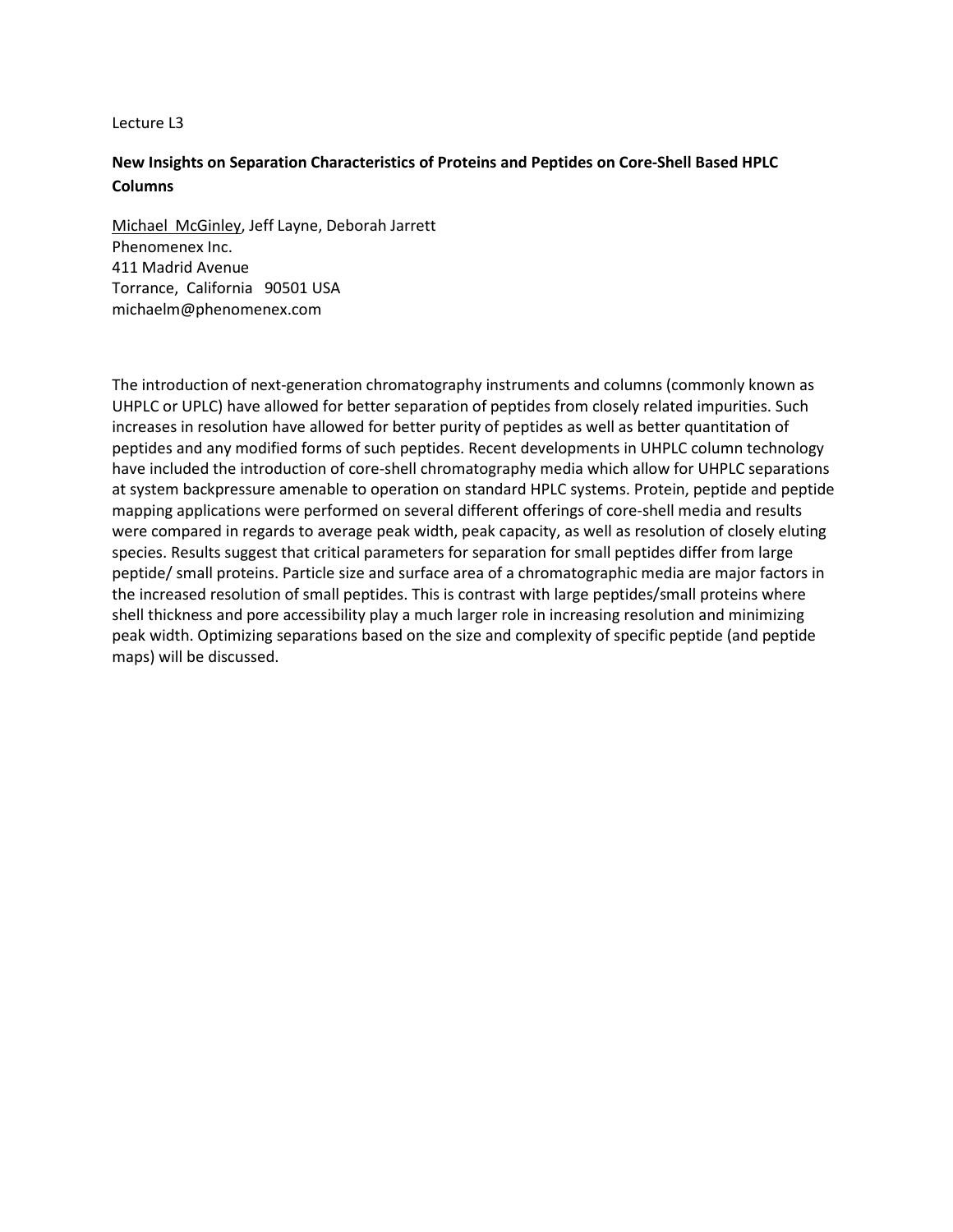Lecture L3

**New Insights on Separation Characteristics of Proteins and Peptides on Core-Shell Based HPLC Columns**

Michael McGinley, Jeff Layne, Deborah Jarrett
Phenomenex Inc.
411 Madrid Avenue
Torrance, California 90501 USA
michaelm@phenomenex.com

The introduction of next-generation chromatography instruments and columns (commonly known as UHPLC or UPLC) have allowed for better separation of peptides from closely related impurities. Such increases in resolution have allowed for better purity of peptides as well as better quantitation of peptides and any modified forms of such peptides. Recent developments in UHPLC column technology have included the introduction of core-shell chromatography media which allow for UHPLC separations at system backpressure amenable to operation on standard HPLC systems. Protein, peptide and peptide mapping applications were performed on several different offerings of core-shell media and results were compared in regards to average peak width, peak capacity, as well as resolution of closely eluting species. Results suggest that critical parameters for separation for small peptides differ from large peptide/ small proteins. Particle size and surface area of a chromatographic media are major factors in the increased resolution of small peptides. This is contrast with large peptides/small proteins where shell thickness and pore accessibility play a much larger role in increasing resolution and minimizing peak width. Optimizing separations based on the size and complexity of specific peptide (and peptide maps) will be discussed.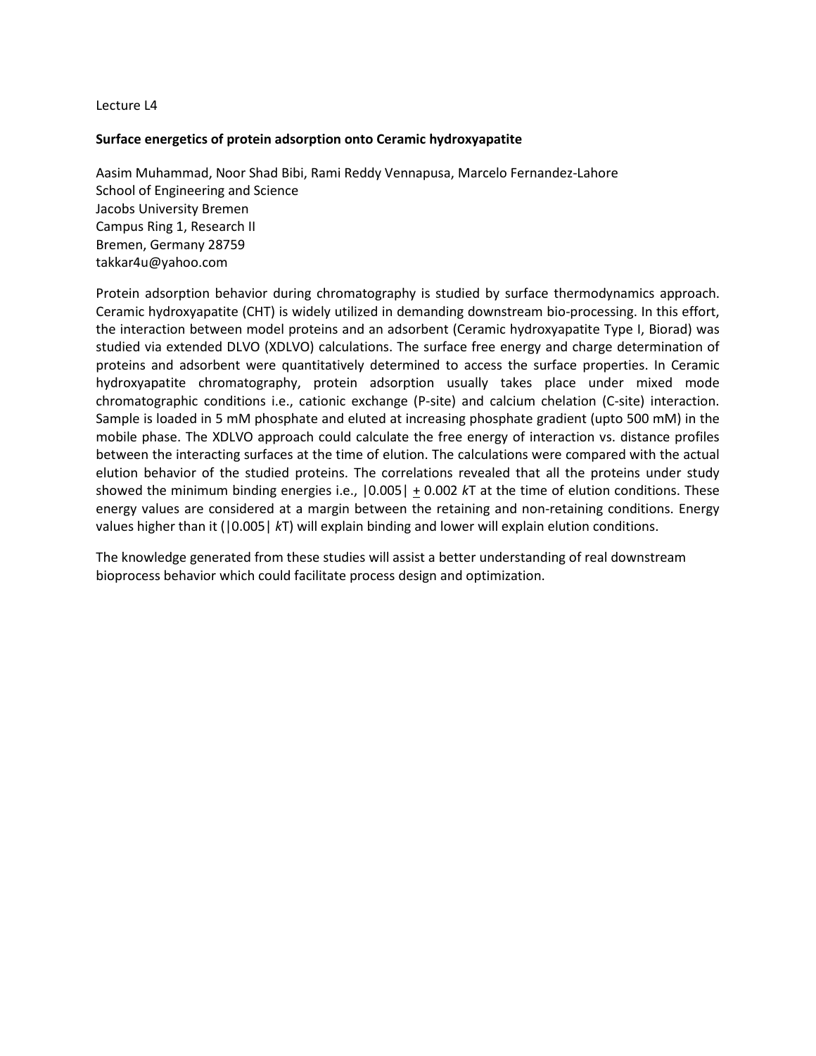Lecture L4

**Surface energetics of protein adsorption onto Ceramic hydroxyapatite**

Aasim Muhammad, Noor Shad Bibi, Rami Reddy Vennapusa, Marcelo Fernandez-Lahore
School of Engineering and Science
Jacobs University Bremen
Campus Ring 1, Research II
Bremen, Germany 28759
takkar4u@yahoo.com

Protein adsorption behavior during chromatography is studied by surface thermodynamics approach. Ceramic hydroxyapatite (CHT) is widely utilized in demanding downstream bio-processing. In this effort, the interaction between model proteins and an adsorbent (Ceramic hydroxyapatite Type I, Biorad) was studied via extended DLVO (XDLVO) calculations. The surface free energy and charge determination of proteins and adsorbent were quantitatively determined to access the surface properties. In Ceramic hydroxyapatite chromatography, protein adsorption usually takes place under mixed mode chromatographic conditions i.e., cationic exchange (P-site) and calcium chelation (C-site) interaction. Sample is loaded in 5 mM phosphate and eluted at increasing phosphate gradient (upto 500 mM) in the mobile phase. The XDLVO approach could calculate the free energy of interaction vs. distance profiles between the interacting surfaces at the time of elution. The calculations were compared with the actual elution behavior of the studied proteins. The correlations revealed that all the proteins under study showed the minimum binding energies i.e., $|0.005| \pm 0.002$ *k*T at the time of elution conditions. These energy values are considered at a margin between the retaining and non-retaining conditions. Energy values higher than it ($|0.005|$ *k*T) will explain binding and lower will explain elution conditions.

The knowledge generated from these studies will assist a better understanding of real downstream bioprocess behavior which could facilitate process design and optimization.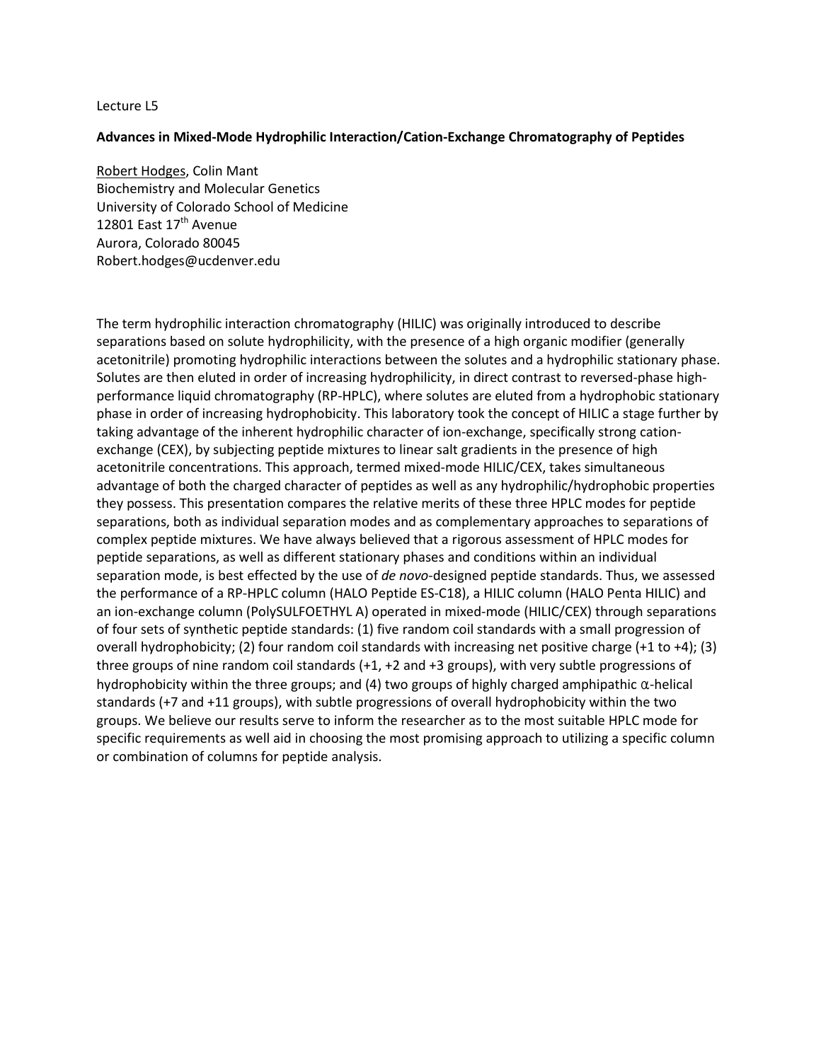Lecture L5

**Advances in Mixed-Mode Hydrophilic Interaction/Cation-Exchange Chromatography of Peptides**

Robert Hodges, Colin Mant
Biochemistry and Molecular Genetics
University of Colorado School of Medicine
12801 East 17th Avenue
Aurora, Colorado 80045
Robert.hodges@ucdenver.edu

The term hydrophilic interaction chromatography (HILIC) was originally introduced to describe separations based on solute hydrophilicity, with the presence of a high organic modifier (generally acetonitrile) promoting hydrophilic interactions between the solutes and a hydrophilic stationary phase. Solutes are then eluted in order of increasing hydrophilicity, in direct contrast to reversed-phase high-performance liquid chromatography (RP-HPLC), where solutes are eluted from a hydrophobic stationary phase in order of increasing hydrophobicity. This laboratory took the concept of HILIC a stage further by taking advantage of the inherent hydrophilic character of ion-exchange, specifically strong cation-exchange (CEX), by subjecting peptide mixtures to linear salt gradients in the presence of high acetonitrile concentrations. This approach, termed mixed-mode HILIC/CEX, takes simultaneous advantage of both the charged character of peptides as well as any hydrophilic/hydrophobic properties they possess. This presentation compares the relative merits of these three HPLC modes for peptide separations, both as individual separation modes and as complementary approaches to separations of complex peptide mixtures. We have always believed that a rigorous assessment of HPLC modes for peptide separations, as well as different stationary phases and conditions within an individual separation mode, is best effected by the use of *de novo*-designed peptide standards. Thus, we assessed the performance of a RP-HPLC column (HALO Peptide ES-C18), a HILIC column (HALO Penta HILIC) and an ion-exchange column (PolySULFOETHYL A) operated in mixed-mode (HILIC/CEX) through separations of four sets of synthetic peptide standards: (1) five random coil standards with a small progression of overall hydrophobicity; (2) four random coil standards with increasing net positive charge (+1 to +4); (3) three groups of nine random coil standards (+1, +2 and +3 groups), with very subtle progressions of hydrophobicity within the three groups; and (4) two groups of highly charged amphipathic $\alpha$-helical standards (+7 and +11 groups), with subtle progressions of overall hydrophobicity within the two groups. We believe our results serve to inform the researcher as to the most suitable HPLC mode for specific requirements as well aid in choosing the most promising approach to utilizing a specific column or combination of columns for peptide analysis.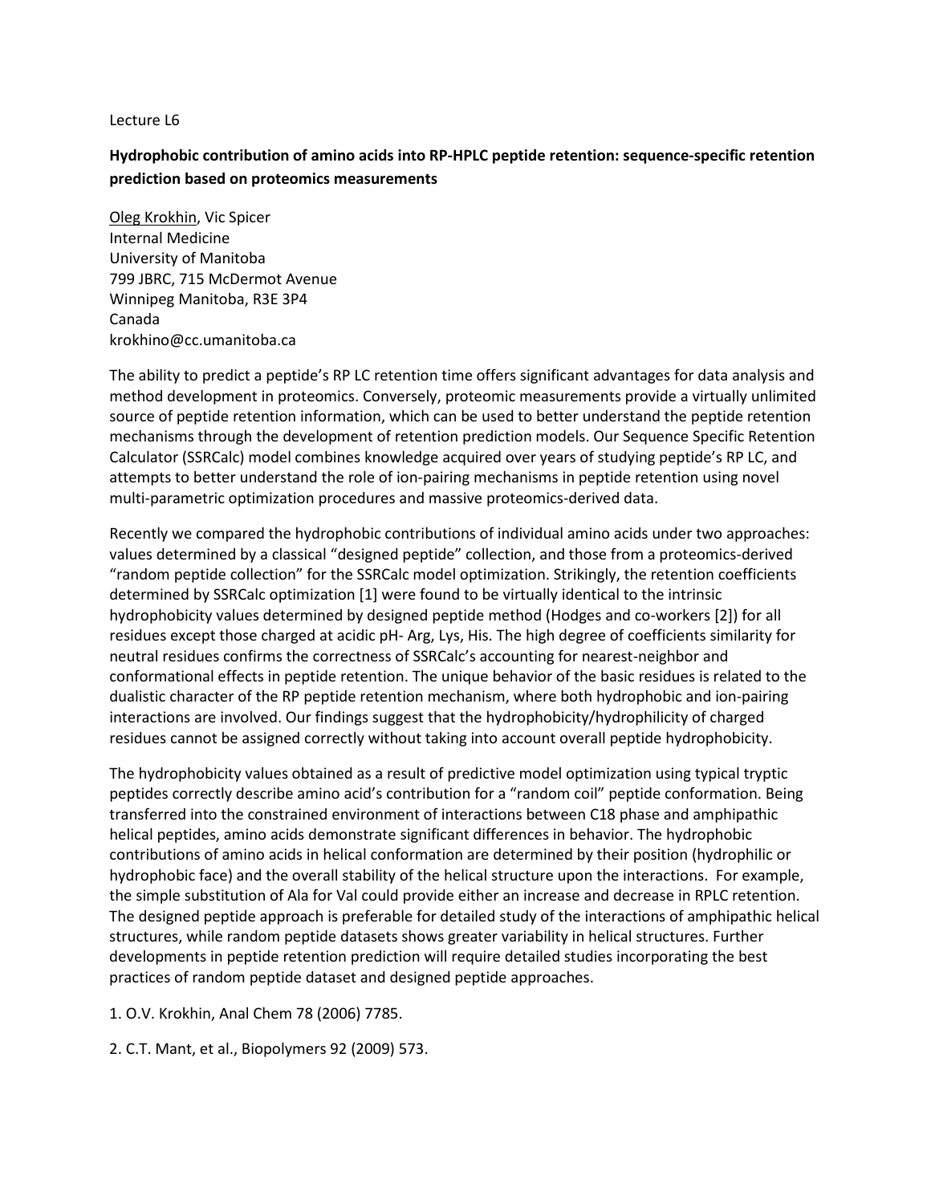Lecture L6

**Hydrophobic contribution of amino acids into RP-HPLC peptide retention: sequence-specific retention prediction based on proteomics measurements**

Oleg Krokhin, Vic Spicer
Internal Medicine
University of Manitoba
799 JBRC, 715 McDermot Avenue
Winnipeg Manitoba, R3E 3P4
Canada
krokhino@cc.umanitoba.ca

The ability to predict a peptide's RP LC retention time offers significant advantages for data analysis and method development in proteomics. Conversely, proteomic measurements provide a virtually unlimited source of peptide retention information, which can be used to better understand the peptide retention mechanisms through the development of retention prediction models. Our Sequence Specific Retention Calculator (SSRCalc) model combines knowledge acquired over years of studying peptide's RP LC, and attempts to better understand the role of ion-pairing mechanisms in peptide retention using novel multi-parametric optimization procedures and massive proteomics-derived data.

Recently we compared the hydrophobic contributions of individual amino acids under two approaches: values determined by a classical "designed peptide" collection, and those from a proteomics-derived "random peptide collection" for the SSRCalc model optimization. Strikingly, the retention coefficients determined by SSRCalc optimization [1] were found to be virtually identical to the intrinsic hydrophobicity values determined by designed peptide method (Hodges and co-workers [2]) for all residues except those charged at acidic pH- Arg, Lys, His. The high degree of coefficients similarity for neutral residues confirms the correctness of SSRCalc's accounting for nearest-neighbor and conformational effects in peptide retention. The unique behavior of the basic residues is related to the dualistic character of the RP peptide retention mechanism, where both hydrophobic and ion-pairing interactions are involved. Our findings suggest that the hydrophobicity/hydrophilicity of charged residues cannot be assigned correctly without taking into account overall peptide hydrophobicity.

The hydrophobicity values obtained as a result of predictive model optimization using typical tryptic peptides correctly describe amino acid's contribution for a "random coil" peptide conformation. Being transferred into the constrained environment of interactions between C18 phase and amphipathic helical peptides, amino acids demonstrate significant differences in behavior. The hydrophobic contributions of amino acids in helical conformation are determined by their position (hydrophilic or hydrophobic face) and the overall stability of the helical structure upon the interactions. For example, the simple substitution of Ala for Val could provide either an increase and decrease in RPLC retention. The designed peptide approach is preferable for detailed study of the interactions of amphipathic helical structures, while random peptide datasets shows greater variability in helical structures. Further developments in peptide retention prediction will require detailed studies incorporating the best practices of random peptide dataset and designed peptide approaches.

1. O.V. Krokhin, Anal Chem 78 (2006) 7785.

2. C.T. Mant, et al., Biopolymers 92 (2009) 573.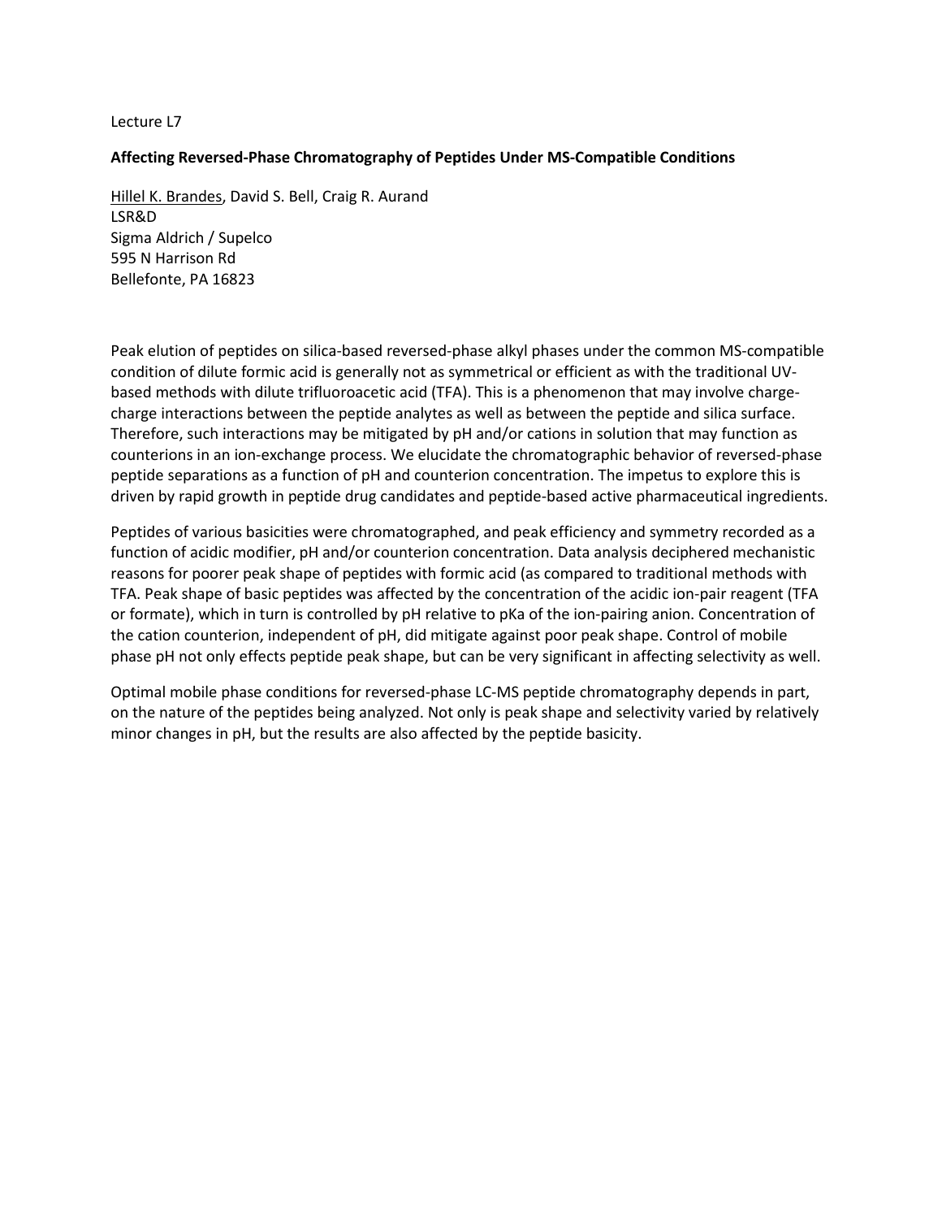Lecture L7

**Affecting Reversed-Phase Chromatography of Peptides Under MS-Compatible Conditions**

<u>Hillel K. Brandes</u>, David S. Bell, Craig R. Aurand
LSR&D
Sigma Aldrich / Supelco
595 N Harrison Rd
Bellefonte, PA 16823

Peak elution of peptides on silica-based reversed-phase alkyl phases under the common MS-compatible condition of dilute formic acid is generally not as symmetrical or efficient as with the traditional UV-based methods with dilute trifluoroacetic acid (TFA). This is a phenomenon that may involve charge-charge interactions between the peptide analytes as well as between the peptide and silica surface. Therefore, such interactions may be mitigated by pH and/or cations in solution that may function as counterions in an ion-exchange process. We elucidate the chromatographic behavior of reversed-phase peptide separations as a function of pH and counterion concentration. The impetus to explore this is driven by rapid growth in peptide drug candidates and peptide-based active pharmaceutical ingredients.

Peptides of various basicities were chromatographed, and peak efficiency and symmetry recorded as a function of acidic modifier, pH and/or counterion concentration. Data analysis deciphered mechanistic reasons for poorer peak shape of peptides with formic acid (as compared to traditional methods with TFA. Peak shape of basic peptides was affected by the concentration of the acidic ion-pair reagent (TFA or formate), which in turn is controlled by pH relative to pKa of the ion-pairing anion. Concentration of the cation counterion, independent of pH, did mitigate against poor peak shape. Control of mobile phase pH not only effects peptide peak shape, but can be very significant in affecting selectivity as well.

Optimal mobile phase conditions for reversed-phase LC-MS peptide chromatography depends in part, on the nature of the peptides being analyzed. Not only is peak shape and selectivity varied by relatively minor changes in pH, but the results are also affected by the peptide basicity.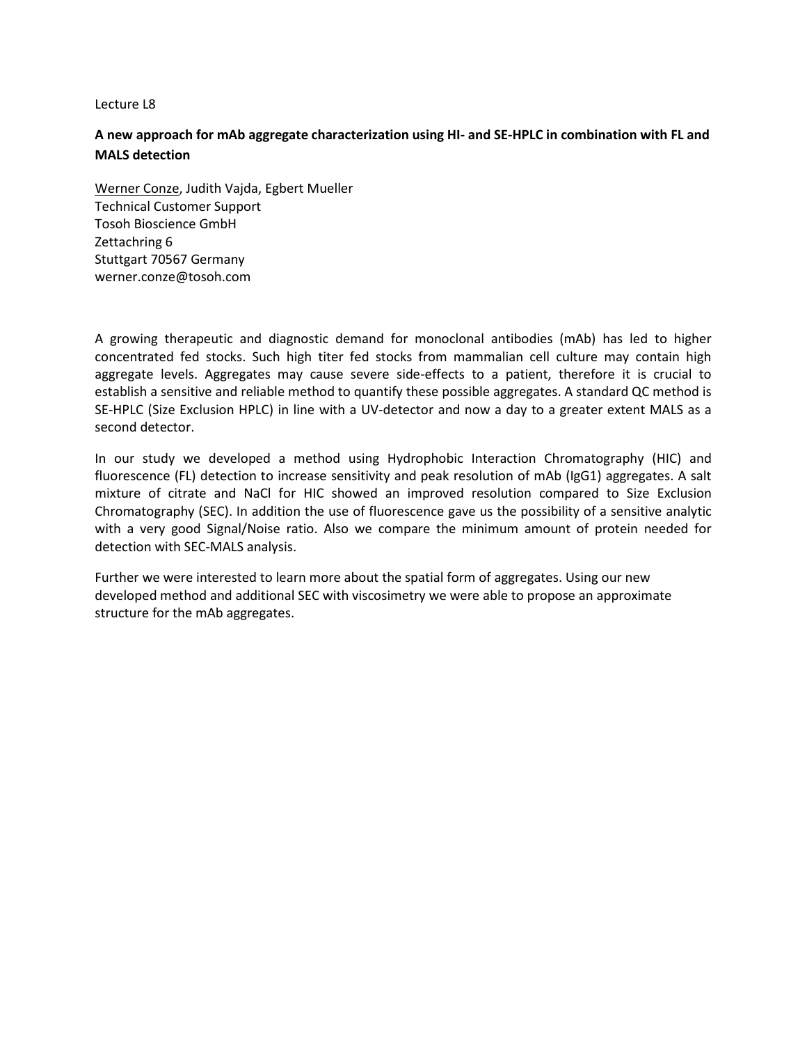Lecture L8

**A new approach for mAb aggregate characterization using HI- and SE-HPLC in combination with FL and MALS detection**

Werner Conze, Judith Vajda, Egbert Mueller
Technical Customer Support
Tosoh Bioscience GmbH
Zettachring 6
Stuttgart 70567 Germany
werner.conze@tosoh.com

A growing therapeutic and diagnostic demand for monoclonal antibodies (mAb) has led to higher concentrated fed stocks. Such high titer fed stocks from mammalian cell culture may contain high aggregate levels. Aggregates may cause severe side-effects to a patient, therefore it is crucial to establish a sensitive and reliable method to quantify these possible aggregates. A standard QC method is SE-HPLC (Size Exclusion HPLC) in line with a UV-detector and now a day to a greater extent MALS as a second detector.

In our study we developed a method using Hydrophobic Interaction Chromatography (HIC) and fluorescence (FL) detection to increase sensitivity and peak resolution of mAb (IgG1) aggregates. A salt mixture of citrate and NaCl for HIC showed an improved resolution compared to Size Exclusion Chromatography (SEC). In addition the use of fluorescence gave us the possibility of a sensitive analytic with a very good Signal/Noise ratio. Also we compare the minimum amount of protein needed for detection with SEC-MALS analysis.

Further we were interested to learn more about the spatial form of aggregates. Using our new developed method and additional SEC with viscosimetry we were able to propose an approximate structure for the mAb aggregates.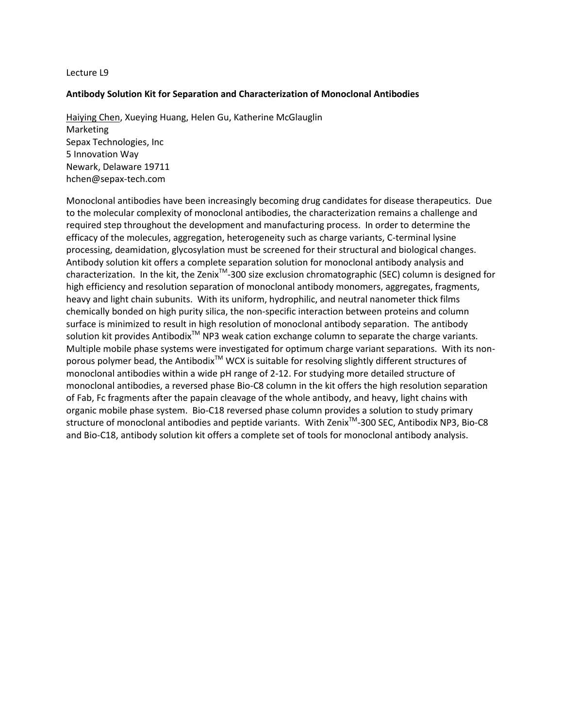Lecture L9

**Antibody Solution Kit for Separation and Characterization of Monoclonal Antibodies**

Haiying Chen, Xueying Huang, Helen Gu, Katherine McGlauglin
Marketing
Sepax Technologies, Inc
5 Innovation Way
Newark, Delaware 19711
hchen@sepax-tech.com

Monoclonal antibodies have been increasingly becoming drug candidates for disease therapeutics. Due to the molecular complexity of monoclonal antibodies, the characterization remains a challenge and required step throughout the development and manufacturing process. In order to determine the efficacy of the molecules, aggregation, heterogeneity such as charge variants, C-terminal lysine processing, deamidation, glycosylation must be screened for their structural and biological changes. Antibody solution kit offers a complete separation solution for monoclonal antibody analysis and characterization. In the kit, the Zenix™-300 size exclusion chromatographic (SEC) column is designed for high efficiency and resolution separation of monoclonal antibody monomers, aggregates, fragments, heavy and light chain subunits. With its uniform, hydrophilic, and neutral nanometer thick films chemically bonded on high purity silica, the non-specific interaction between proteins and column surface is minimized to result in high resolution of monoclonal antibody separation. The antibody solution kit provides Antibodix™ NP3 weak cation exchange column to separate the charge variants. Multiple mobile phase systems were investigated for optimum charge variant separations. With its non-porous polymer bead, the Antibodix™ WCX is suitable for resolving slightly different structures of monoclonal antibodies within a wide pH range of 2-12. For studying more detailed structure of monoclonal antibodies, a reversed phase Bio-C8 column in the kit offers the high resolution separation of Fab, Fc fragments after the papain cleavage of the whole antibody, and heavy, light chains with organic mobile phase system. Bio-C18 reversed phase column provides a solution to study primary structure of monoclonal antibodies and peptide variants. With Zenix™-300 SEC, Antibodix NP3, Bio-C8 and Bio-C18, antibody solution kit offers a complete set of tools for monoclonal antibody analysis.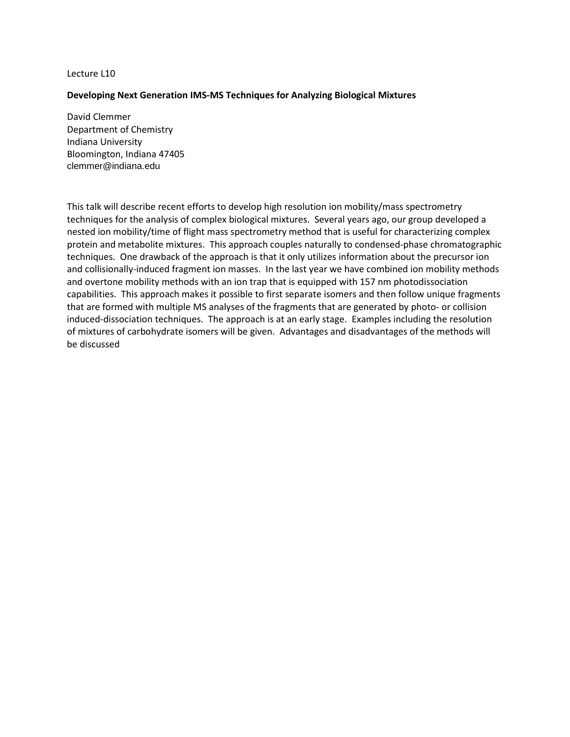Lecture L10

**Developing Next Generation IMS-MS Techniques for Analyzing Biological Mixtures**

David Clemmer
Department of Chemistry
Indiana University
Bloomington, Indiana 47405
clemmer@indiana.edu

This talk will describe recent efforts to develop high resolution ion mobility/mass spectrometry techniques for the analysis of complex biological mixtures. Several years ago, our group developed a nested ion mobility/time of flight mass spectrometry method that is useful for characterizing complex protein and metabolite mixtures. This approach couples naturally to condensed-phase chromatographic techniques. One drawback of the approach is that it only utilizes information about the precursor ion and collisionally-induced fragment ion masses. In the last year we have combined ion mobility methods and overtone mobility methods with an ion trap that is equipped with 157 nm photodissociation capabilities. This approach makes it possible to first separate isomers and then follow unique fragments that are formed with multiple MS analyses of the fragments that are generated by photo- or collision induced-dissociation techniques. The approach is at an early stage. Examples including the resolution of mixtures of carbohydrate isomers will be given. Advantages and disadvantages of the methods will be discussed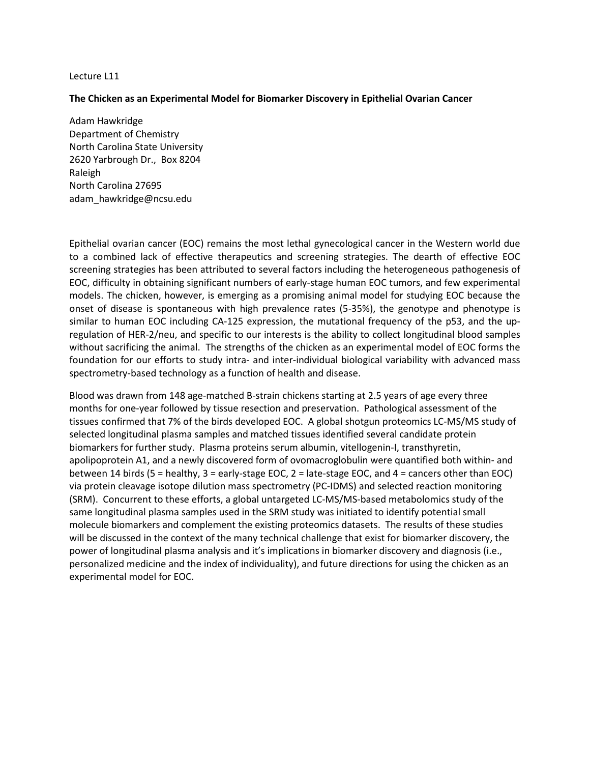Lecture L11

**The Chicken as an Experimental Model for Biomarker Discovery in Epithelial Ovarian Cancer**

Adam Hawkridge
Department of Chemistry
North Carolina State University
2620 Yarbrough Dr., Box 8204
Raleigh
North Carolina 27695
adam_hawkridge@ncsu.edu

Epithelial ovarian cancer (EOC) remains the most lethal gynecological cancer in the Western world due to a combined lack of effective therapeutics and screening strategies. The dearth of effective EOC screening strategies has been attributed to several factors including the heterogeneous pathogenesis of EOC, difficulty in obtaining significant numbers of early-stage human EOC tumors, and few experimental models. The chicken, however, is emerging as a promising animal model for studying EOC because the onset of disease is spontaneous with high prevalence rates (5-35%), the genotype and phenotype is similar to human EOC including CA-125 expression, the mutational frequency of the p53, and the up-regulation of HER-2/neu, and specific to our interests is the ability to collect longitudinal blood samples without sacrificing the animal. The strengths of the chicken as an experimental model of EOC forms the foundation for our efforts to study intra- and inter-individual biological variability with advanced mass spectrometry-based technology as a function of health and disease.

Blood was drawn from 148 age-matched B-strain chickens starting at 2.5 years of age every three months for one-year followed by tissue resection and preservation. Pathological assessment of the tissues confirmed that 7% of the birds developed EOC. A global shotgun proteomics LC-MS/MS study of selected longitudinal plasma samples and matched tissues identified several candidate protein biomarkers for further study. Plasma proteins serum albumin, vitellogenin-I, transthyretin, apolipoprotein A1, and a newly discovered form of ovomacroglobulin were quantified both within- and between 14 birds (5 = healthy, 3 = early-stage EOC, 2 = late-stage EOC, and 4 = cancers other than EOC) via protein cleavage isotope dilution mass spectrometry (PC-IDMS) and selected reaction monitoring (SRM). Concurrent to these efforts, a global untargeted LC-MS/MS-based metabolomics study of the same longitudinal plasma samples used in the SRM study was initiated to identify potential small molecule biomarkers and complement the existing proteomics datasets. The results of these studies will be discussed in the context of the many technical challenge that exist for biomarker discovery, the power of longitudinal plasma analysis and it's implications in biomarker discovery and diagnosis (i.e., personalized medicine and the index of individuality), and future directions for using the chicken as an experimental model for EOC.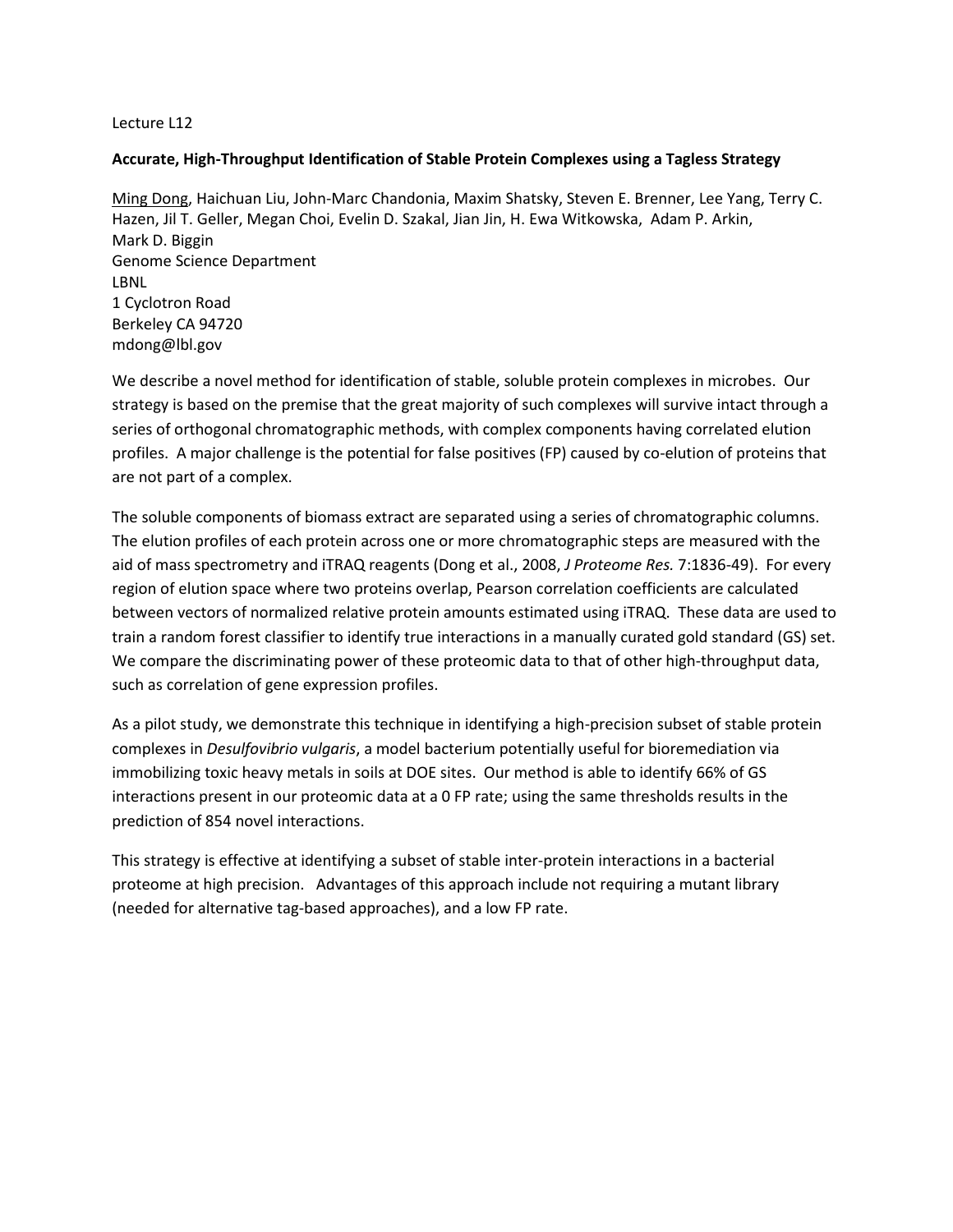Lecture L12

**Accurate, High-Throughput Identification of Stable Protein Complexes using a Tagless Strategy**

Ming Dong, Haichuan Liu, John-Marc Chandonia, Maxim Shatsky, Steven E. Brenner, Lee Yang, Terry C. Hazen, Jil T. Geller, Megan Choi, Evelin D. Szakal, Jian Jin, H. Ewa Witkowska, Adam P. Arkin, Mark D. Biggin
Genome Science Department
LBNL
1 Cyclotron Road
Berkeley CA 94720
mdong@lbl.gov

We describe a novel method for identification of stable, soluble protein complexes in microbes. Our strategy is based on the premise that the great majority of such complexes will survive intact through a series of orthogonal chromatographic methods, with complex components having correlated elution profiles. A major challenge is the potential for false positives (FP) caused by co-elution of proteins that are not part of a complex.

The soluble components of biomass extract are separated using a series of chromatographic columns. The elution profiles of each protein across one or more chromatographic steps are measured with the aid of mass spectrometry and iTRAQ reagents (Dong et al., 2008, *J Proteome Res.* 7:1836-49). For every region of elution space where two proteins overlap, Pearson correlation coefficients are calculated between vectors of normalized relative protein amounts estimated using iTRAQ. These data are used to train a random forest classifier to identify true interactions in a manually curated gold standard (GS) set. We compare the discriminating power of these proteomic data to that of other high-throughput data, such as correlation of gene expression profiles.

As a pilot study, we demonstrate this technique in identifying a high-precision subset of stable protein complexes in *Desulfovibrio vulgaris*, a model bacterium potentially useful for bioremediation via immobilizing toxic heavy metals in soils at DOE sites. Our method is able to identify 66% of GS interactions present in our proteomic data at a 0 FP rate; using the same thresholds results in the prediction of 854 novel interactions.

This strategy is effective at identifying a subset of stable inter-protein interactions in a bacterial proteome at high precision. Advantages of this approach include not requiring a mutant library (needed for alternative tag-based approaches), and a low FP rate.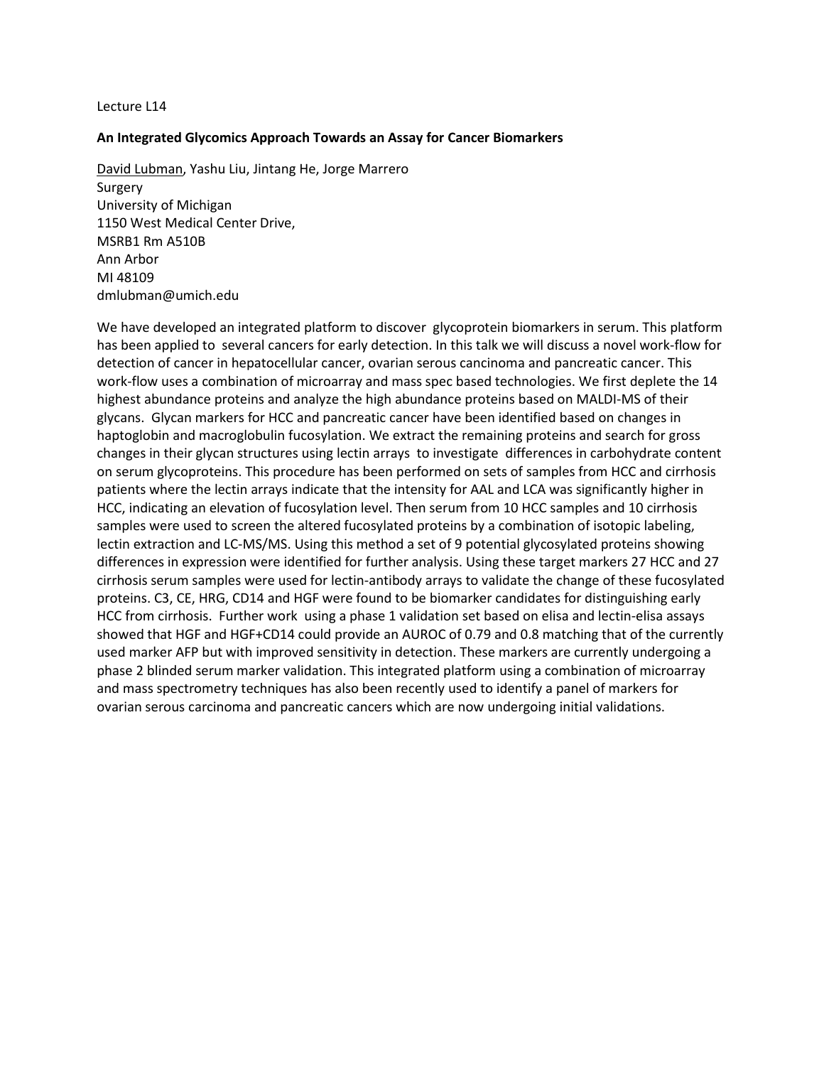Lecture L14

**An Integrated Glycomics Approach Towards an Assay for Cancer Biomarkers**

<u>David Lubman</u>, Yashu Liu, Jintang He, Jorge Marrero  
Surgery  
University of Michigan  
1150 West Medical Center Drive,  
MSRB1 Rm A510B  
Ann Arbor  
MI 48109  
dmlubman@umich.edu

We have developed an integrated platform to discover glycoprotein biomarkers in serum. This platform has been applied to several cancers for early detection. In this talk we will discuss a novel work-flow for detection of cancer in hepatocellular cancer, ovarian serous cancinoma and pancreatic cancer. This work-flow uses a combination of microarray and mass spec based technologies. We first deplete the 14 highest abundance proteins and analyze the high abundance proteins based on MALDI-MS of their glycans. Glycan markers for HCC and pancreatic cancer have been identified based on changes in haptoglobin and macroglobulin fucosylation. We extract the remaining proteins and search for gross changes in their glycan structures using lectin arrays to investigate differences in carbohydrate content on serum glycoproteins. This procedure has been performed on sets of samples from HCC and cirrhosis patients where the lectin arrays indicate that the intensity for AAL and LCA was significantly higher in HCC, indicating an elevation of fucosylation level. Then serum from 10 HCC samples and 10 cirrhosis samples were used to screen the altered fucosylated proteins by a combination of isotopic labeling, lectin extraction and LC-MS/MS. Using this method a set of 9 potential glycosylated proteins showing differences in expression were identified for further analysis. Using these target markers 27 HCC and 27 cirrhosis serum samples were used for lectin-antibody arrays to validate the change of these fucosylated proteins. C3, CE, HRG, CD14 and HGF were found to be biomarker candidates for distinguishing early HCC from cirrhosis. Further work using a phase 1 validation set based on elisa and lectin-elisa assays showed that HGF and HGF+CD14 could provide an AUROC of 0.79 and 0.8 matching that of the currently used marker AFP but with improved sensitivity in detection. These markers are currently undergoing a phase 2 blinded serum marker validation. This integrated platform using a combination of microarray and mass spectrometry techniques has also been recently used to identify a panel of markers for ovarian serous carcinoma and pancreatic cancers which are now undergoing initial validations.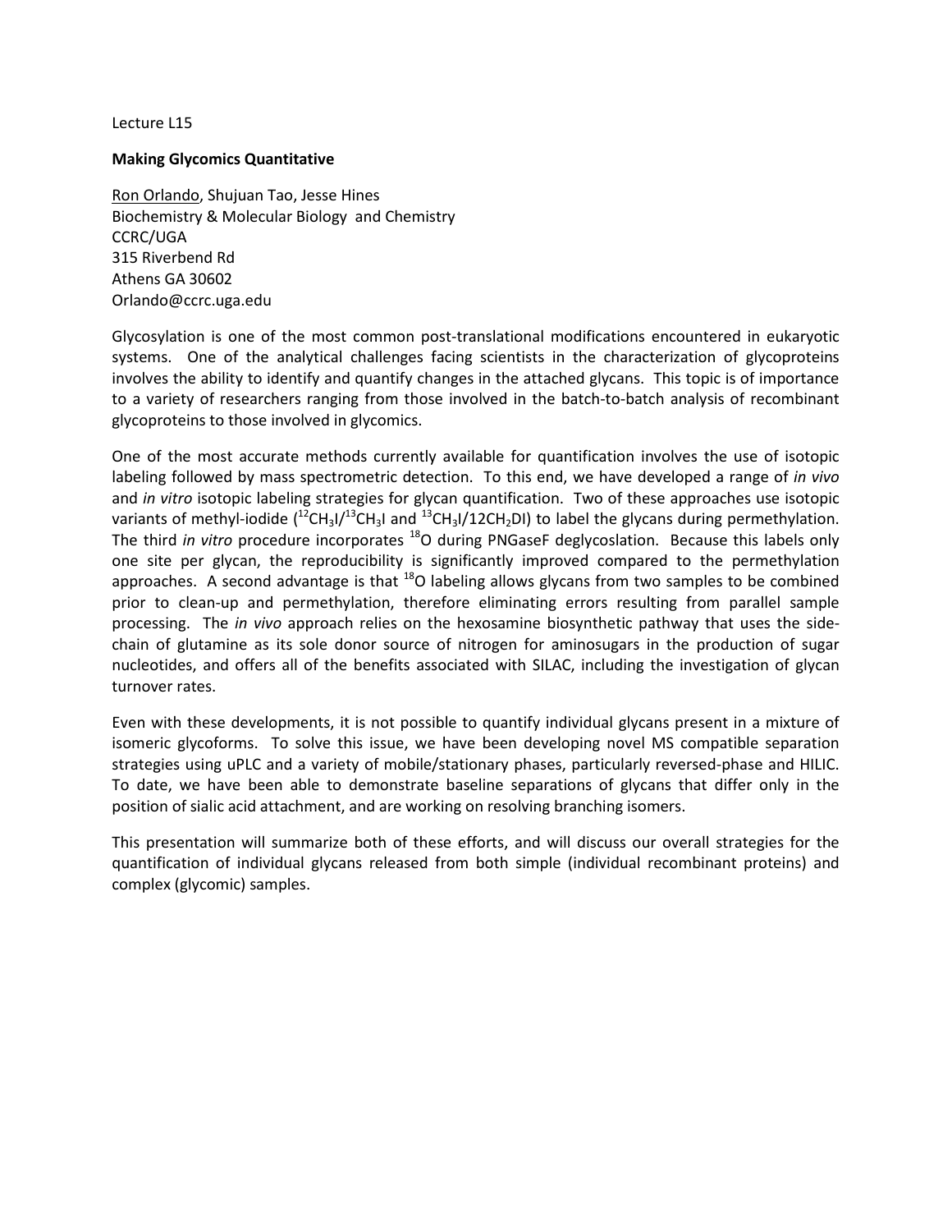Lecture L15

**Making Glycomics Quantitative**

Ron Orlando, Shujuan Tao, Jesse Hines
Biochemistry & Molecular Biology and Chemistry
CCRC/UGA
315 Riverbend Rd
Athens GA 30602
Orlando@ccrc.uga.edu

Glycosylation is one of the most common post-translational modifications encountered in eukaryotic systems. One of the analytical challenges facing scientists in the characterization of glycoproteins involves the ability to identify and quantify changes in the attached glycans. This topic is of importance to a variety of researchers ranging from those involved in the batch-to-batch analysis of recombinant glycoproteins to those involved in glycomics.

One of the most accurate methods currently available for quantification involves the use of isotopic labeling followed by mass spectrometric detection. To this end, we have developed a range of *in vivo* and *in vitro* isotopic labeling strategies for glycan quantification. Two of these approaches use isotopic variants of methyl-iodide ($^{12}CH_3I$/$^{13}CH_3I$ and $^{13}CH_3I$/$12CH_2DI$) to label the glycans during permethylation. The third *in vitro* procedure incorporates $^{18}O$ during PNGaseF deglycoslation. Because this labels only one site per glycan, the reproducibility is significantly improved compared to the permethylation approaches. A second advantage is that $^{18}O$ labeling allows glycans from two samples to be combined prior to clean-up and permethylation, therefore eliminating errors resulting from parallel sample processing. The *in vivo* approach relies on the hexosamine biosynthetic pathway that uses the side-chain of glutamine as its sole donor source of nitrogen for aminosugars in the production of sugar nucleotides, and offers all of the benefits associated with SILAC, including the investigation of glycan turnover rates.

Even with these developments, it is not possible to quantify individual glycans present in a mixture of isomeric glycoforms. To solve this issue, we have been developing novel MS compatible separation strategies using uPLC and a variety of mobile/stationary phases, particularly reversed-phase and HILIC. To date, we have been able to demonstrate baseline separations of glycans that differ only in the position of sialic acid attachment, and are working on resolving branching isomers.

This presentation will summarize both of these efforts, and will discuss our overall strategies for the quantification of individual glycans released from both simple (individual recombinant proteins) and complex (glycomic) samples.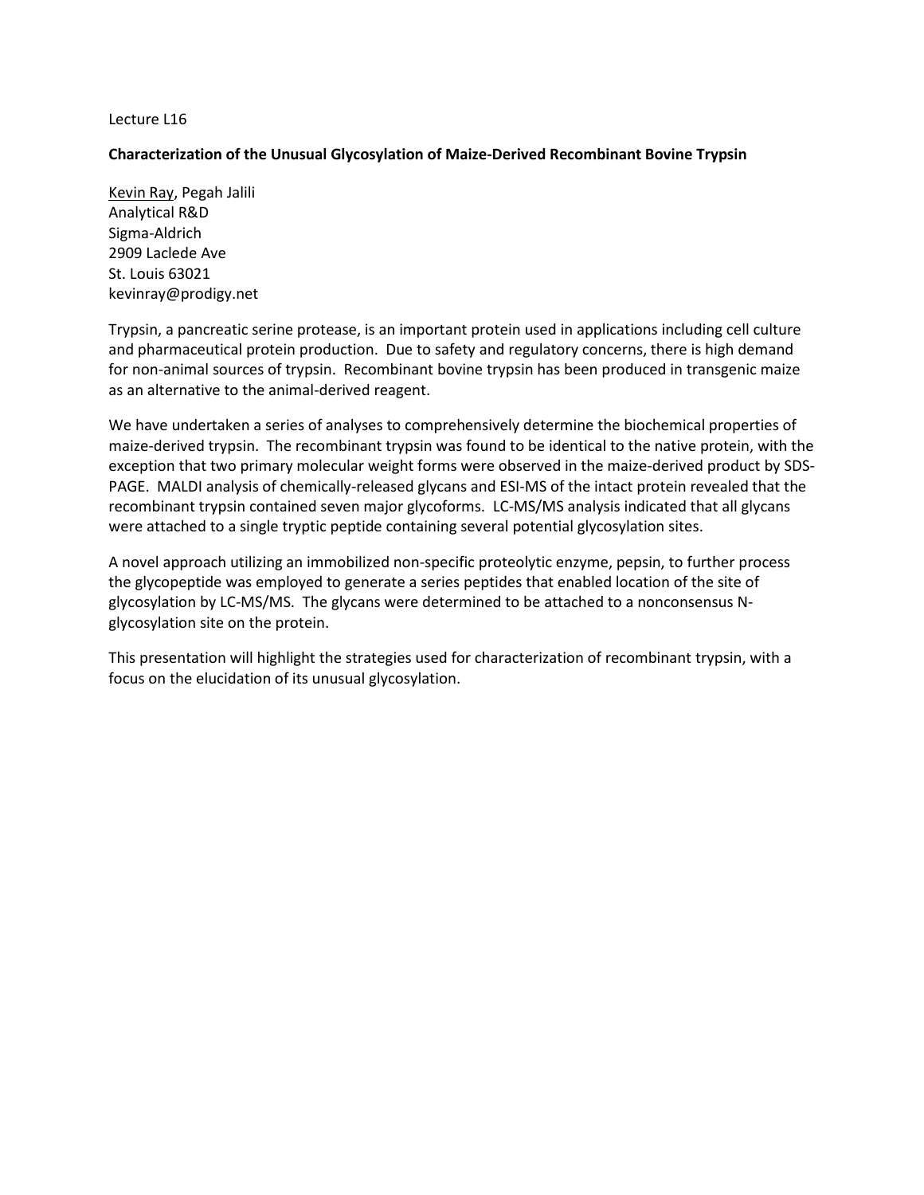Lecture L16

**Characterization of the Unusual Glycosylation of Maize-Derived Recombinant Bovine Trypsin**

Kevin Ray, Pegah Jalili
Analytical R&D
Sigma-Aldrich
2909 Laclede Ave
St. Louis 63021
kevinray@prodigy.net

Trypsin, a pancreatic serine protease, is an important protein used in applications including cell culture and pharmaceutical protein production. Due to safety and regulatory concerns, there is high demand for non-animal sources of trypsin. Recombinant bovine trypsin has been produced in transgenic maize as an alternative to the animal-derived reagent.

We have undertaken a series of analyses to comprehensively determine the biochemical properties of maize-derived trypsin. The recombinant trypsin was found to be identical to the native protein, with the exception that two primary molecular weight forms were observed in the maize-derived product by SDS-PAGE. MALDI analysis of chemically-released glycans and ESI-MS of the intact protein revealed that the recombinant trypsin contained seven major glycoforms. LC-MS/MS analysis indicated that all glycans were attached to a single tryptic peptide containing several potential glycosylation sites.

A novel approach utilizing an immobilized non-specific proteolytic enzyme, pepsin, to further process the glycopeptide was employed to generate a series peptides that enabled location of the site of glycosylation by LC-MS/MS. The glycans were determined to be attached to a nonconsensus N-glycosylation site on the protein.

This presentation will highlight the strategies used for characterization of recombinant trypsin, with a focus on the elucidation of its unusual glycosylation.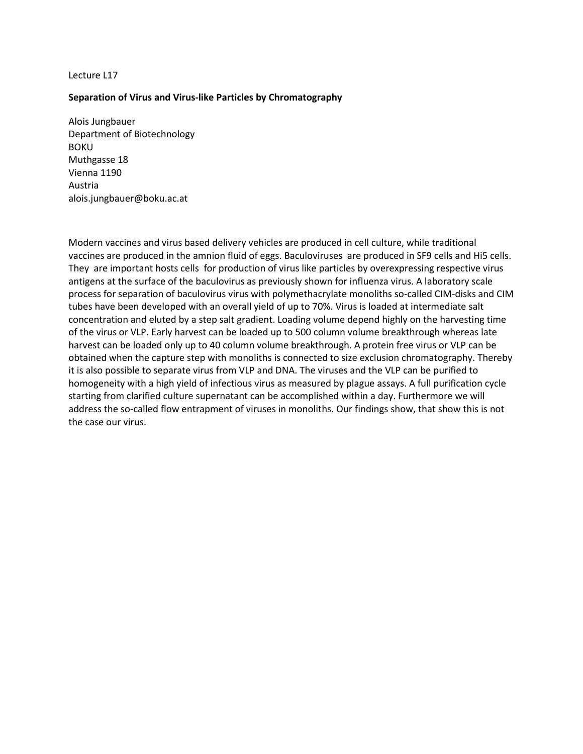Lecture L17

**Separation of Virus and Virus-like Particles by Chromatography**

Alois Jungbauer
Department of Biotechnology
BOKU
Muthgasse 18
Vienna 1190
Austria
alois.jungbauer@boku.ac.at

Modern vaccines and virus based delivery vehicles are produced in cell culture, while traditional vaccines are produced in the amnion fluid of eggs. Baculoviruses are produced in SF9 cells and Hi5 cells. They are important hosts cells for production of virus like particles by overexpressing respective virus antigens at the surface of the baculovirus as previously shown for influenza virus. A laboratory scale process for separation of baculovirus virus with polymethacrylate monoliths so-called CIM-disks and CIM tubes have been developed with an overall yield of up to 70%. Virus is loaded at intermediate salt concentration and eluted by a step salt gradient. Loading volume depend highly on the harvesting time of the virus or VLP. Early harvest can be loaded up to 500 column volume breakthrough whereas late harvest can be loaded only up to 40 column volume breakthrough. A protein free virus or VLP can be obtained when the capture step with monoliths is connected to size exclusion chromatography. Thereby it is also possible to separate virus from VLP and DNA. The viruses and the VLP can be purified to homogeneity with a high yield of infectious virus as measured by plague assays. A full purification cycle starting from clarified culture supernatant can be accomplished within a day. Furthermore we will address the so-called flow entrapment of viruses in monoliths. Our findings show, that show this is not the case our virus.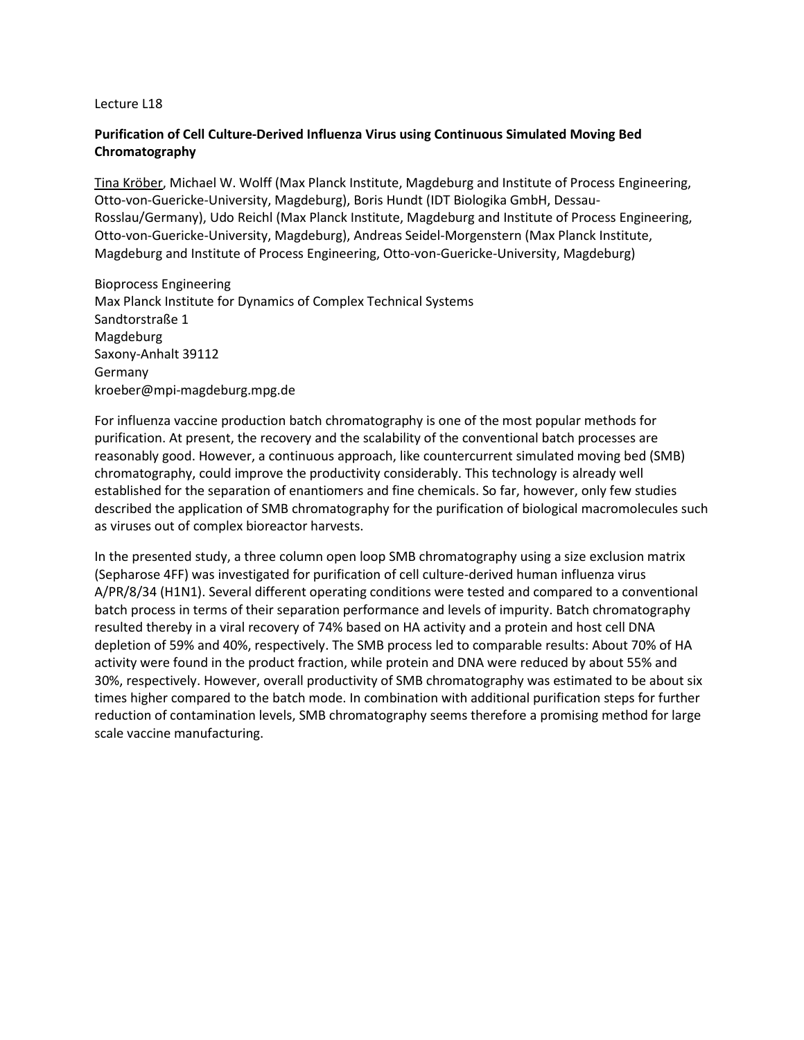Lecture L18

**Purification of Cell Culture-Derived Influenza Virus using Continuous Simulated Moving Bed Chromatography**

Tina Kröber, Michael W. Wolff (Max Planck Institute, Magdeburg and Institute of Process Engineering, Otto-von-Guericke-University, Magdeburg), Boris Hundt (IDT Biologika GmbH, Dessau-Rosslau/Germany), Udo Reichl (Max Planck Institute, Magdeburg and Institute of Process Engineering, Otto-von-Guericke-University, Magdeburg), Andreas Seidel-Morgenstern (Max Planck Institute, Magdeburg and Institute of Process Engineering, Otto-von-Guericke-University, Magdeburg)

Bioprocess Engineering
Max Planck Institute for Dynamics of Complex Technical Systems
Sandtorstraße 1
Magdeburg
Saxony-Anhalt 39112
Germany
kroeber@mpi-magdeburg.mpg.de

For influenza vaccine production batch chromatography is one of the most popular methods for purification. At present, the recovery and the scalability of the conventional batch processes are reasonably good. However, a continuous approach, like countercurrent simulated moving bed (SMB) chromatography, could improve the productivity considerably. This technology is already well established for the separation of enantiomers and fine chemicals. So far, however, only few studies described the application of SMB chromatography for the purification of biological macromolecules such as viruses out of complex bioreactor harvests.

In the presented study, a three column open loop SMB chromatography using a size exclusion matrix (Sepharose 4FF) was investigated for purification of cell culture-derived human influenza virus A/PR/8/34 (H1N1). Several different operating conditions were tested and compared to a conventional batch process in terms of their separation performance and levels of impurity. Batch chromatography resulted thereby in a viral recovery of 74% based on HA activity and a protein and host cell DNA depletion of 59% and 40%, respectively. The SMB process led to comparable results: About 70% of HA activity were found in the product fraction, while protein and DNA were reduced by about 55% and 30%, respectively. However, overall productivity of SMB chromatography was estimated to be about six times higher compared to the batch mode. In combination with additional purification steps for further reduction of contamination levels, SMB chromatography seems therefore a promising method for large scale vaccine manufacturing.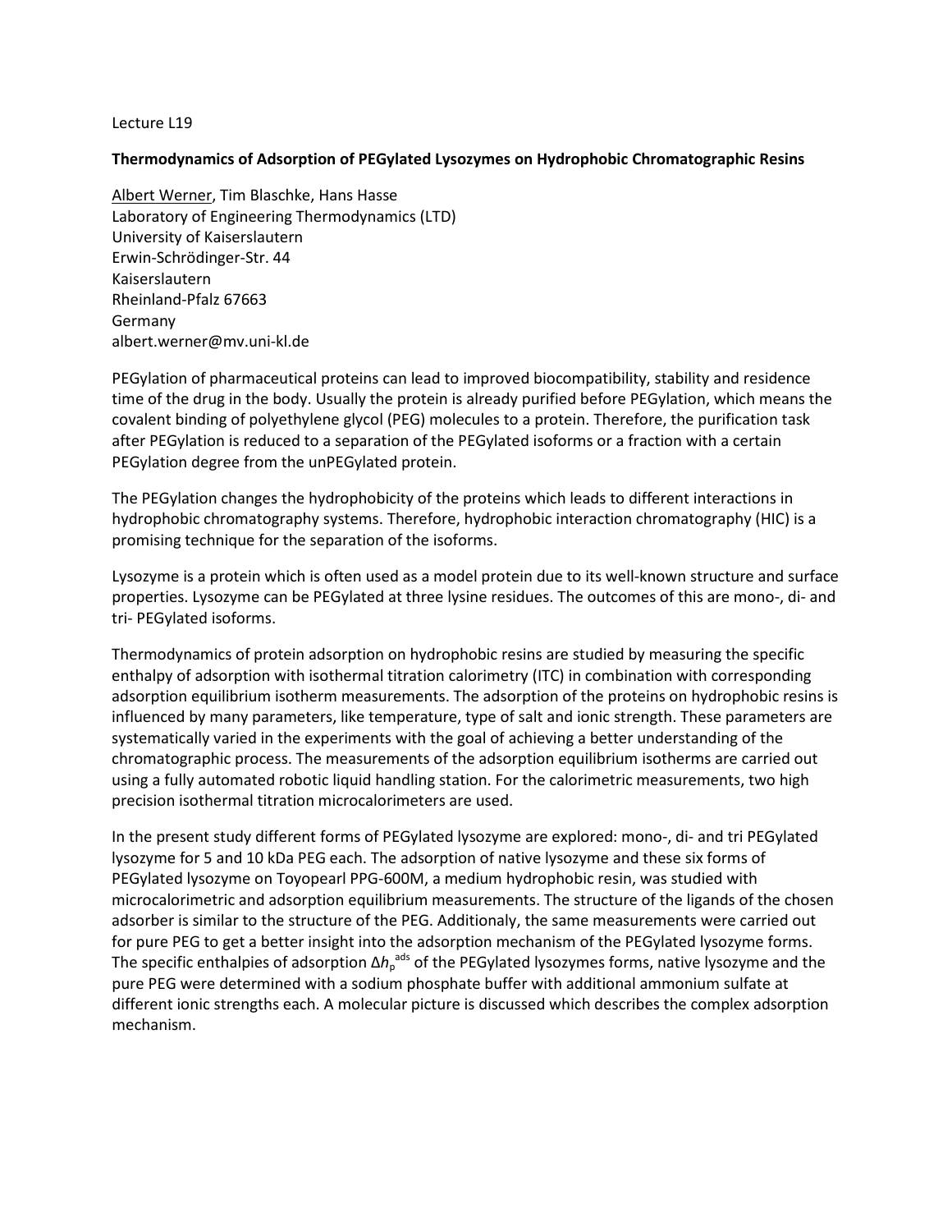Lecture L19

**Thermodynamics of Adsorption of PEGylated Lysozymes on Hydrophobic Chromatographic Resins**

Albert Werner, Tim Blaschke, Hans Hasse
Laboratory of Engineering Thermodynamics (LTD)
University of Kaiserslautern
Erwin-Schrödinger-Str. 44
Kaiserslautern
Rheinland-Pfalz 67663
Germany
albert.werner@mv.uni-kl.de

PEGylation of pharmaceutical proteins can lead to improved biocompatibility, stability and residence time of the drug in the body. Usually the protein is already purified before PEGylation, which means the covalent binding of polyethylene glycol (PEG) molecules to a protein. Therefore, the purification task after PEGylation is reduced to a separation of the PEGylated isoforms or a fraction with a certain PEGylation degree from the unPEGylated protein.

The PEGylation changes the hydrophobicity of the proteins which leads to different interactions in hydrophobic chromatography systems. Therefore, hydrophobic interaction chromatography (HIC) is a promising technique for the separation of the isoforms.

Lysozyme is a protein which is often used as a model protein due to its well-known structure and surface properties. Lysozyme can be PEGylated at three lysine residues. The outcomes of this are mono-, di- and tri- PEGylated isoforms.

Thermodynamics of protein adsorption on hydrophobic resins are studied by measuring the specific enthalpy of adsorption with isothermal titration calorimetry (ITC) in combination with corresponding adsorption equilibrium isotherm measurements. The adsorption of the proteins on hydrophobic resins is influenced by many parameters, like temperature, type of salt and ionic strength. These parameters are systematically varied in the experiments with the goal of achieving a better understanding of the chromatographic process. The measurements of the adsorption equilibrium isotherms are carried out using a fully automated robotic liquid handling station. For the calorimetric measurements, two high precision isothermal titration microcalorimeters are used.

In the present study different forms of PEGylated lysozyme are explored: mono-, di- and tri PEGylated lysozyme for 5 and 10 kDa PEG each. The adsorption of native lysozyme and these six forms of PEGylated lysozyme on Toyopearl PPG-600M, a medium hydrophobic resin, was studied with microcalorimetric and adsorption equilibrium measurements. The structure of the ligands of the chosen adsorber is similar to the structure of the PEG. Additionaly, the same measurements were carried out for pure PEG to get a better insight into the adsorption mechanism of the PEGylated lysozyme forms. The specific enthalpies of adsorption $\Delta h_{p}^{ads}$ of the PEGylated lysozymes forms, native lysozyme and the pure PEG were determined with a sodium phosphate buffer with additional ammonium sulfate at different ionic strengths each. A molecular picture is discussed which describes the complex adsorption mechanism.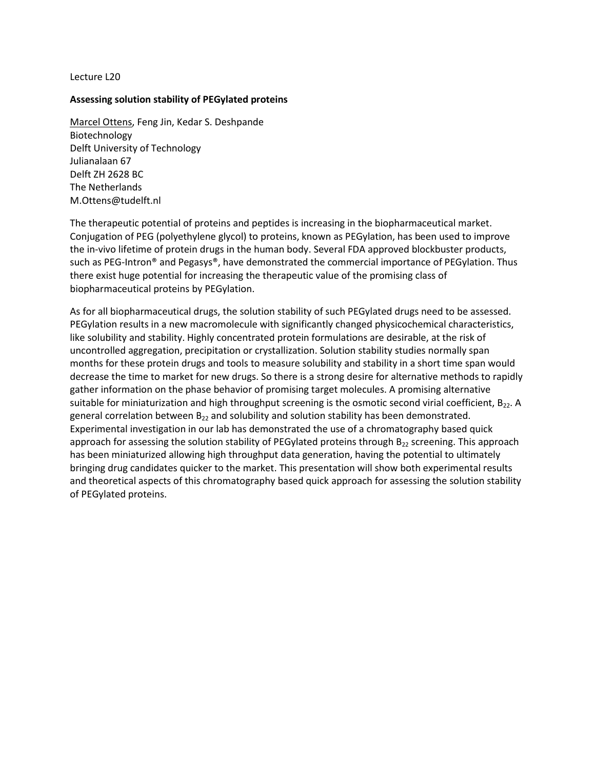Lecture L20

**Assessing solution stability of PEGylated proteins**

<u>Marcel Ottens</u>, Feng Jin, Kedar S. Deshpande
Biotechnology
Delft University of Technology
Julianalaan 67
Delft ZH 2628 BC
The Netherlands
M.Ottens@tudelft.nl

The therapeutic potential of proteins and peptides is increasing in the biopharmaceutical market. Conjugation of PEG (polyethylene glycol) to proteins, known as PEGylation, has been used to improve the in-vivo lifetime of protein drugs in the human body. Several FDA approved blockbuster products, such as PEG-Intron® and Pegasys®, have demonstrated the commercial importance of PEGylation. Thus there exist huge potential for increasing the therapeutic value of the promising class of biopharmaceutical proteins by PEGylation.

As for all biopharmaceutical drugs, the solution stability of such PEGylated drugs need to be assessed. PEGylation results in a new macromolecule with significantly changed physicochemical characteristics, like solubility and stability. Highly concentrated protein formulations are desirable, at the risk of uncontrolled aggregation, precipitation or crystallization. Solution stability studies normally span months for these protein drugs and tools to measure solubility and stability in a short time span would decrease the time to market for new drugs. So there is a strong desire for alternative methods to rapidly gather information on the phase behavior of promising target molecules. A promising alternative suitable for miniaturization and high throughput screening is the osmotic second virial coefficient, $B_{22}$. A general correlation between $B_{22}$ and solubility and solution stability has been demonstrated. Experimental investigation in our lab has demonstrated the use of a chromatography based quick approach for assessing the solution stability of PEGylated proteins through $B_{22}$ screening. This approach has been miniaturized allowing high throughput data generation, having the potential to ultimately bringing drug candidates quicker to the market. This presentation will show both experimental results and theoretical aspects of this chromatography based quick approach for assessing the solution stability of PEGylated proteins.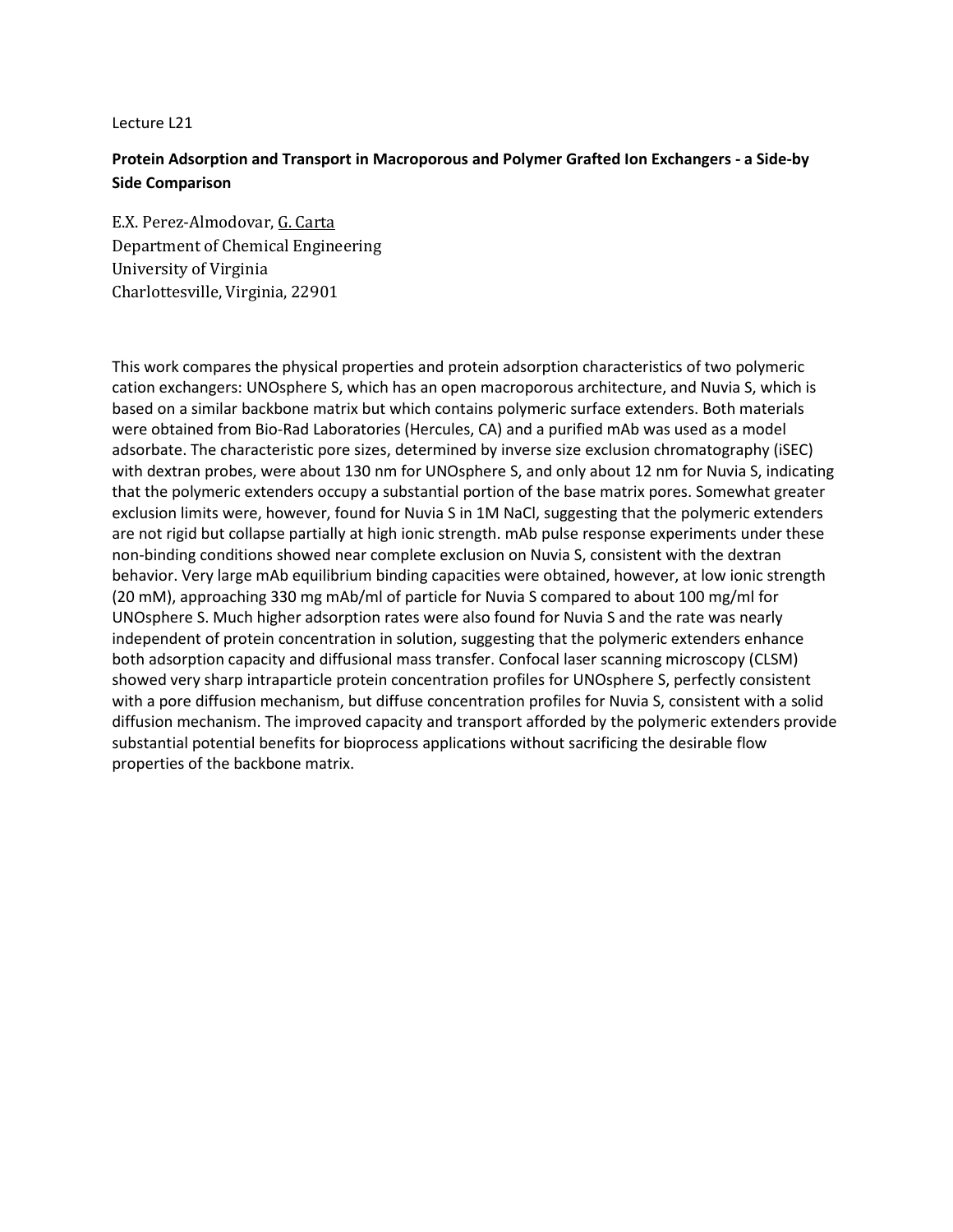Lecture L21

**Protein Adsorption and Transport in Macroporous and Polymer Grafted Ion Exchangers - a Side-by Side Comparison**

E.X. Perez-Almodovar, <u>G. Carta</u>
Department of Chemical Engineering
University of Virginia
Charlottesville, Virginia, 22901

This work compares the physical properties and protein adsorption characteristics of two polymeric cation exchangers: UNOsphere S, which has an open macroporous architecture, and Nuvia S, which is based on a similar backbone matrix but which contains polymeric surface extenders. Both materials were obtained from Bio-Rad Laboratories (Hercules, CA) and a purified mAb was used as a model adsorbate. The characteristic pore sizes, determined by inverse size exclusion chromatography (iSEC) with dextran probes, were about 130 nm for UNOsphere S, and only about 12 nm for Nuvia S, indicating that the polymeric extenders occupy a substantial portion of the base matrix pores. Somewhat greater exclusion limits were, however, found for Nuvia S in 1M NaCl, suggesting that the polymeric extenders are not rigid but collapse partially at high ionic strength. mAb pulse response experiments under these non-binding conditions showed near complete exclusion on Nuvia S, consistent with the dextran behavior. Very large mAb equilibrium binding capacities were obtained, however, at low ionic strength (20 mM), approaching 330 mg mAb/ml of particle for Nuvia S compared to about 100 mg/ml for UNOsphere S. Much higher adsorption rates were also found for Nuvia S and the rate was nearly independent of protein concentration in solution, suggesting that the polymeric extenders enhance both adsorption capacity and diffusional mass transfer. Confocal laser scanning microscopy (CLSM) showed very sharp intraparticle protein concentration profiles for UNOsphere S, perfectly consistent with a pore diffusion mechanism, but diffuse concentration profiles for Nuvia S, consistent with a solid diffusion mechanism. The improved capacity and transport afforded by the polymeric extenders provide substantial potential benefits for bioprocess applications without sacrificing the desirable flow properties of the backbone matrix.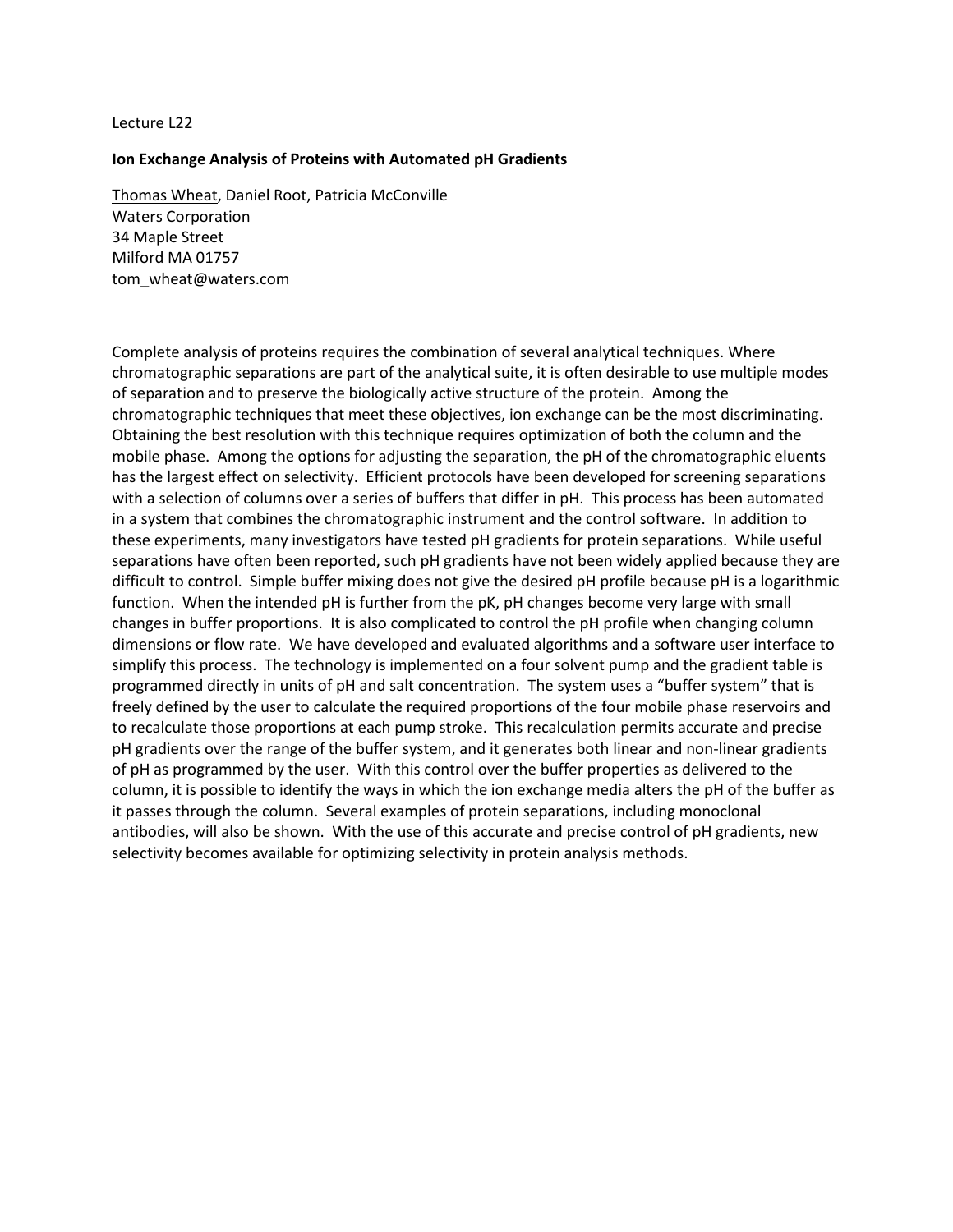Lecture L22

**Ion Exchange Analysis of Proteins with Automated pH Gradients**

Thomas Wheat, Daniel Root, Patricia McConville
Waters Corporation
34 Maple Street
Milford MA 01757
tom_wheat@waters.com

Complete analysis of proteins requires the combination of several analytical techniques. Where chromatographic separations are part of the analytical suite, it is often desirable to use multiple modes of separation and to preserve the biologically active structure of the protein. Among the chromatographic techniques that meet these objectives, ion exchange can be the most discriminating. Obtaining the best resolution with this technique requires optimization of both the column and the mobile phase. Among the options for adjusting the separation, the pH of the chromatographic eluents has the largest effect on selectivity. Efficient protocols have been developed for screening separations with a selection of columns over a series of buffers that differ in pH. This process has been automated in a system that combines the chromatographic instrument and the control software. In addition to these experiments, many investigators have tested pH gradients for protein separations. While useful separations have often been reported, such pH gradients have not been widely applied because they are difficult to control. Simple buffer mixing does not give the desired pH profile because pH is a logarithmic function. When the intended pH is further from the pK, pH changes become very large with small changes in buffer proportions. It is also complicated to control the pH profile when changing column dimensions or flow rate. We have developed and evaluated algorithms and a software user interface to simplify this process. The technology is implemented on a four solvent pump and the gradient table is programmed directly in units of pH and salt concentration. The system uses a "buffer system" that is freely defined by the user to calculate the required proportions of the four mobile phase reservoirs and to recalculate those proportions at each pump stroke. This recalculation permits accurate and precise pH gradients over the range of the buffer system, and it generates both linear and non-linear gradients of pH as programmed by the user. With this control over the buffer properties as delivered to the column, it is possible to identify the ways in which the ion exchange media alters the pH of the buffer as it passes through the column. Several examples of protein separations, including monoclonal antibodies, will also be shown. With the use of this accurate and precise control of pH gradients, new selectivity becomes available for optimizing selectivity in protein analysis methods.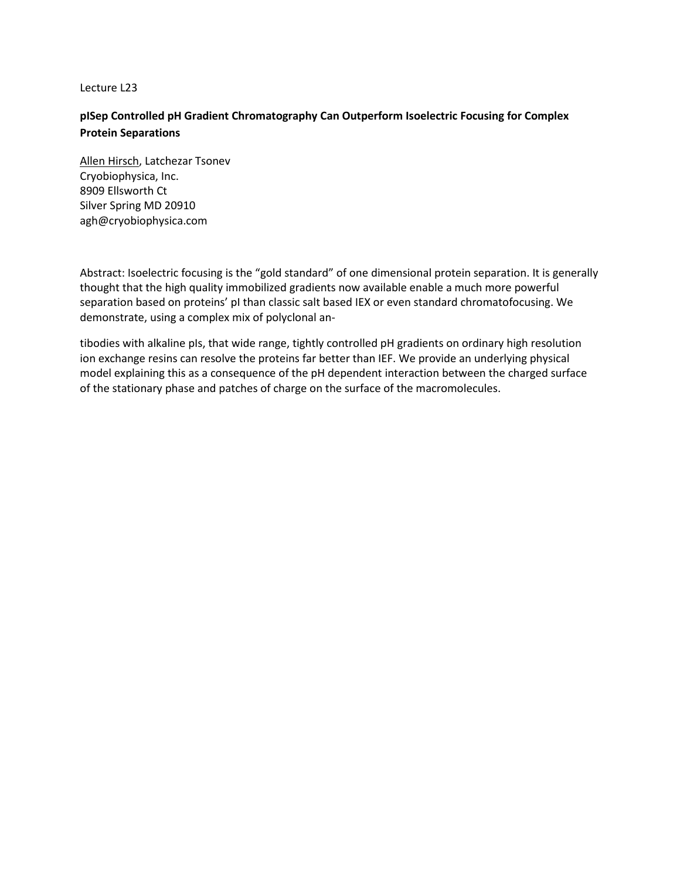Lecture L23

**pISep Controlled pH Gradient Chromatography Can Outperform Isoelectric Focusing for Complex Protein Separations**

Allen Hirsch, Latchezar Tsonev
Cryobiophysica, Inc.
8909 Ellsworth Ct
Silver Spring MD 20910
agh@cryobiophysica.com

Abstract: Isoelectric focusing is the "gold standard" of one dimensional protein separation. It is generally thought that the high quality immobilized gradients now available enable a much more powerful separation based on proteins' pI than classic salt based IEX or even standard chromatofocusing. We demonstrate, using a complex mix of polyclonal an-

tibodies with alkaline pIs, that wide range, tightly controlled pH gradients on ordinary high resolution ion exchange resins can resolve the proteins far better than IEF. We provide an underlying physical model explaining this as a consequence of the pH dependent interaction between the charged surface of the stationary phase and patches of charge on the surface of the macromolecules.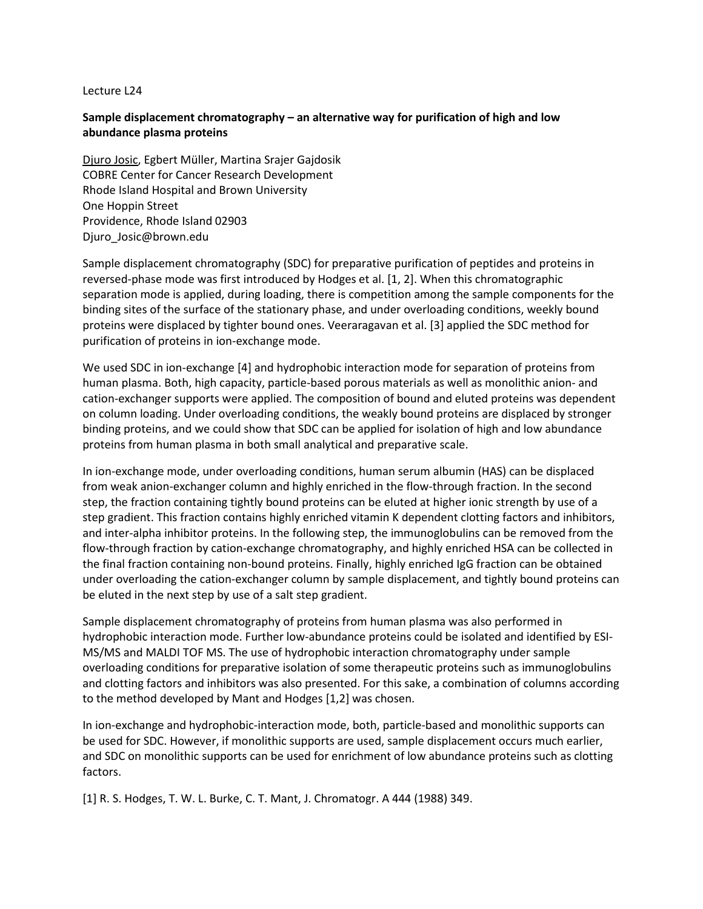Lecture L24

**Sample displacement chromatography – an alternative way for purification of high and low abundance plasma proteins**

<u>Djuro Josic</u>, Egbert Müller, Martina Srajer Gajdosik
COBRE Center for Cancer Research Development
Rhode Island Hospital and Brown University
One Hoppin Street
Providence, Rhode Island 02903
Djuro_Josic@brown.edu

Sample displacement chromatography (SDC) for preparative purification of peptides and proteins in reversed-phase mode was first introduced by Hodges et al. [1, 2]. When this chromatographic separation mode is applied, during loading, there is competition among the sample components for the binding sites of the surface of the stationary phase, and under overloading conditions, weekly bound proteins were displaced by tighter bound ones. Veeraragavan et al. [3] applied the SDC method for purification of proteins in ion-exchange mode.

We used SDC in ion-exchange [4] and hydrophobic interaction mode for separation of proteins from human plasma. Both, high capacity, particle-based porous materials as well as monolithic anion- and cation-exchanger supports were applied. The composition of bound and eluted proteins was dependent on column loading. Under overloading conditions, the weakly bound proteins are displaced by stronger binding proteins, and we could show that SDC can be applied for isolation of high and low abundance proteins from human plasma in both small analytical and preparative scale.

In ion-exchange mode, under overloading conditions, human serum albumin (HAS) can be displaced from weak anion-exchanger column and highly enriched in the flow-through fraction. In the second step, the fraction containing tightly bound proteins can be eluted at higher ionic strength by use of a step gradient. This fraction contains highly enriched vitamin K dependent clotting factors and inhibitors, and inter-alpha inhibitor proteins. In the following step, the immunoglobulins can be removed from the flow-through fraction by cation-exchange chromatography, and highly enriched HSA can be collected in the final fraction containing non-bound proteins. Finally, highly enriched IgG fraction can be obtained under overloading the cation-exchanger column by sample displacement, and tightly bound proteins can be eluted in the next step by use of a salt step gradient.

Sample displacement chromatography of proteins from human plasma was also performed in hydrophobic interaction mode. Further low-abundance proteins could be isolated and identified by ESI-MS/MS and MALDI TOF MS. The use of hydrophobic interaction chromatography under sample overloading conditions for preparative isolation of some therapeutic proteins such as immunoglobulins and clotting factors and inhibitors was also presented. For this sake, a combination of columns according to the method developed by Mant and Hodges [1,2] was chosen.

In ion-exchange and hydrophobic-interaction mode, both, particle-based and monolithic supports can be used for SDC. However, if monolithic supports are used, sample displacement occurs much earlier, and SDC on monolithic supports can be used for enrichment of low abundance proteins such as clotting factors.

[1] R. S. Hodges, T. W. L. Burke, C. T. Mant, J. Chromatogr. A 444 (1988) 349.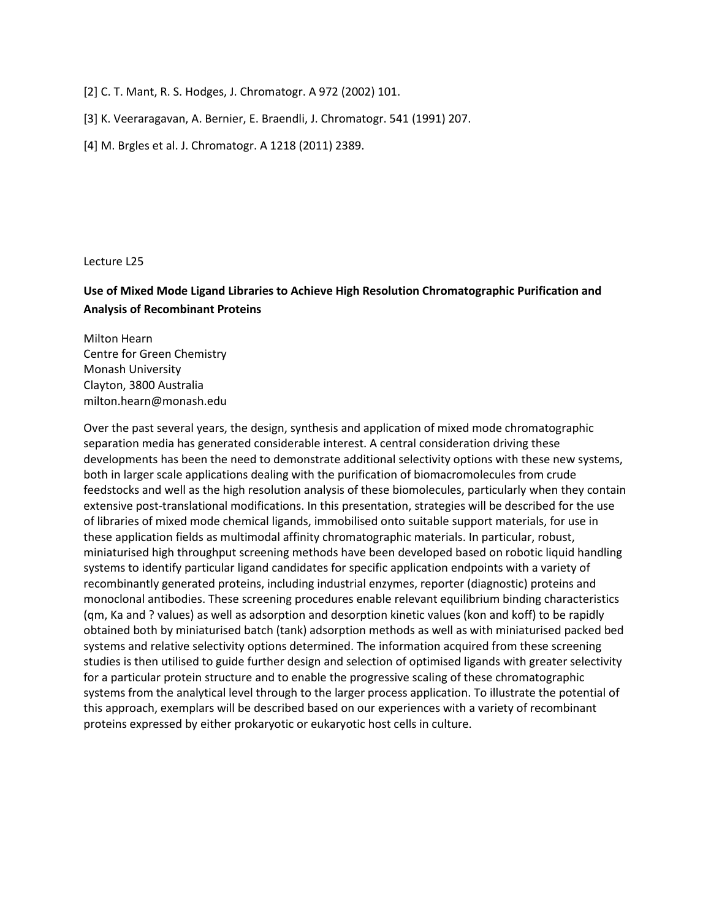[2] C. T. Mant, R. S. Hodges, J. Chromatogr. A 972 (2002) 101.

[3] K. Veeraragavan, A. Bernier, E. Braendli, J. Chromatogr. 541 (1991) 207.

[4] M. Brgles et al. J. Chromatogr. A 1218 (2011) 2389.

Lecture L25

**Use of Mixed Mode Ligand Libraries to Achieve High Resolution Chromatographic Purification and Analysis of Recombinant Proteins**

Milton Hearn
Centre for Green Chemistry
Monash University
Clayton, 3800 Australia
milton.hearn@monash.edu

Over the past several years, the design, synthesis and application of mixed mode chromatographic separation media has generated considerable interest. A central consideration driving these developments has been the need to demonstrate additional selectivity options with these new systems, both in larger scale applications dealing with the purification of biomacromolecules from crude feedstocks and well as the high resolution analysis of these biomolecules, particularly when they contain extensive post-translational modifications. In this presentation, strategies will be described for the use of libraries of mixed mode chemical ligands, immobilised onto suitable support materials, for use in these application fields as multimodal affinity chromatographic materials. In particular, robust, miniaturised high throughput screening methods have been developed based on robotic liquid handling systems to identify particular ligand candidates for specific application endpoints with a variety of recombinantly generated proteins, including industrial enzymes, reporter (diagnostic) proteins and monoclonal antibodies. These screening procedures enable relevant equilibrium binding characteristics ($q_m$, $K_a$ and ? values) as well as adsorption and desorption kinetic values ($k_{on}$ and $k_{off}$) to be rapidly obtained both by miniaturised batch (tank) adsorption methods as well as with miniaturised packed bed systems and relative selectivity options determined. The information acquired from these screening studies is then utilised to guide further design and selection of optimised ligands with greater selectivity for a particular protein structure and to enable the progressive scaling of these chromatographic systems from the analytical level through to the larger process application. To illustrate the potential of this approach, exemplars will be described based on our experiences with a variety of recombinant proteins expressed by either prokaryotic or eukaryotic host cells in culture.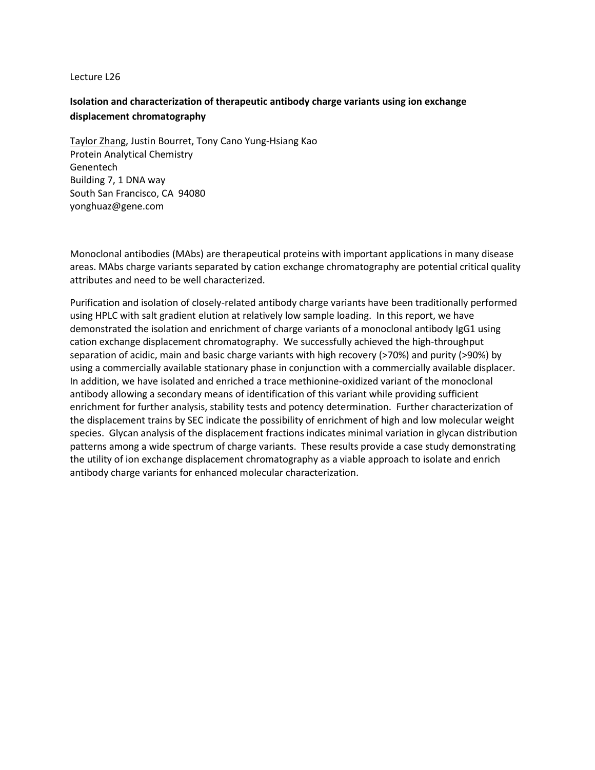Lecture L26

**Isolation and characterization of therapeutic antibody charge variants using ion exchange displacement chromatography**

Taylor Zhang, Justin Bourret, Tony Cano Yung-Hsiang Kao
Protein Analytical Chemistry
Genentech
Building 7, 1 DNA way
South San Francisco, CA 94080
yonghuaz@gene.com

Monoclonal antibodies (MAbs) are therapeutical proteins with important applications in many disease areas. MAbs charge variants separated by cation exchange chromatography are potential critical quality attributes and need to be well characterized.

Purification and isolation of closely-related antibody charge variants have been traditionally performed using HPLC with salt gradient elution at relatively low sample loading. In this report, we have demonstrated the isolation and enrichment of charge variants of a monoclonal antibody IgG1 using cation exchange displacement chromatography. We successfully achieved the high-throughput separation of acidic, main and basic charge variants with high recovery (>70%) and purity (>90%) by using a commercially available stationary phase in conjunction with a commercially available displacer. In addition, we have isolated and enriched a trace methionine-oxidized variant of the monoclonal antibody allowing a secondary means of identification of this variant while providing sufficient enrichment for further analysis, stability tests and potency determination. Further characterization of the displacement trains by SEC indicate the possibility of enrichment of high and low molecular weight species. Glycan analysis of the displacement fractions indicates minimal variation in glycan distribution patterns among a wide spectrum of charge variants. These results provide a case study demonstrating the utility of ion exchange displacement chromatography as a viable approach to isolate and enrich antibody charge variants for enhanced molecular characterization.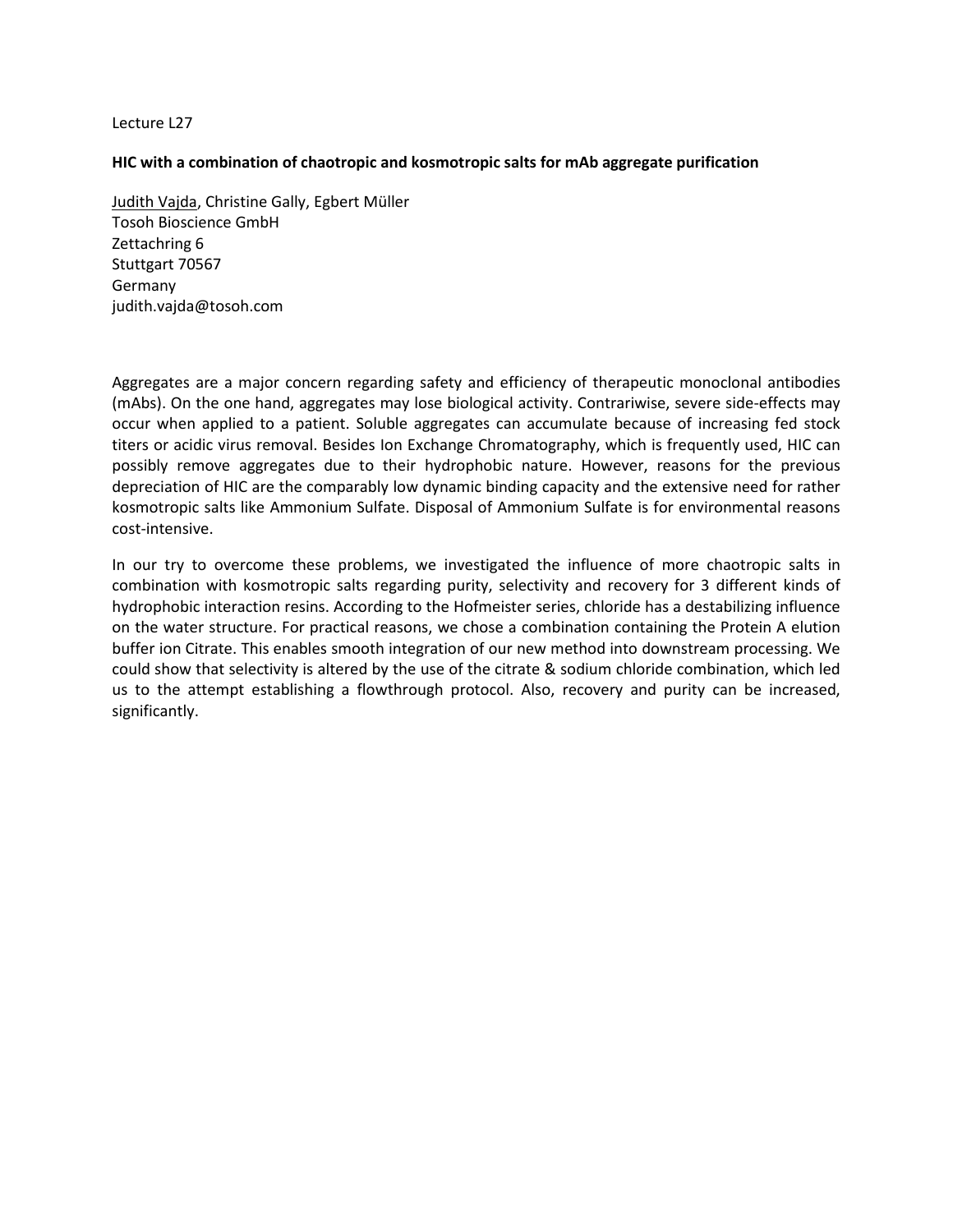Lecture L27

**HIC with a combination of chaotropic and kosmotropic salts for mAb aggregate purification**

Judith Vajda, Christine Gally, Egbert Müller
Tosoh Bioscience GmbH
Zettachring 6
Stuttgart 70567
Germany
judith.vajda@tosoh.com

Aggregates are a major concern regarding safety and efficiency of therapeutic monoclonal antibodies (mAbs). On the one hand, aggregates may lose biological activity. Contrariwise, severe side-effects may occur when applied to a patient. Soluble aggregates can accumulate because of increasing fed stock titers or acidic virus removal. Besides Ion Exchange Chromatography, which is frequently used, HIC can possibly remove aggregates due to their hydrophobic nature. However, reasons for the previous depreciation of HIC are the comparably low dynamic binding capacity and the extensive need for rather kosmotropic salts like Ammonium Sulfate. Disposal of Ammonium Sulfate is for environmental reasons cost-intensive.

In our try to overcome these problems, we investigated the influence of more chaotropic salts in combination with kosmotropic salts regarding purity, selectivity and recovery for 3 different kinds of hydrophobic interaction resins. According to the Hofmeister series, chloride has a destabilizing influence on the water structure. For practical reasons, we chose a combination containing the Protein A elution buffer ion Citrate. This enables smooth integration of our new method into downstream processing. We could show that selectivity is altered by the use of the citrate & sodium chloride combination, which led us to the attempt establishing a flowthrough protocol. Also, recovery and purity can be increased, significantly.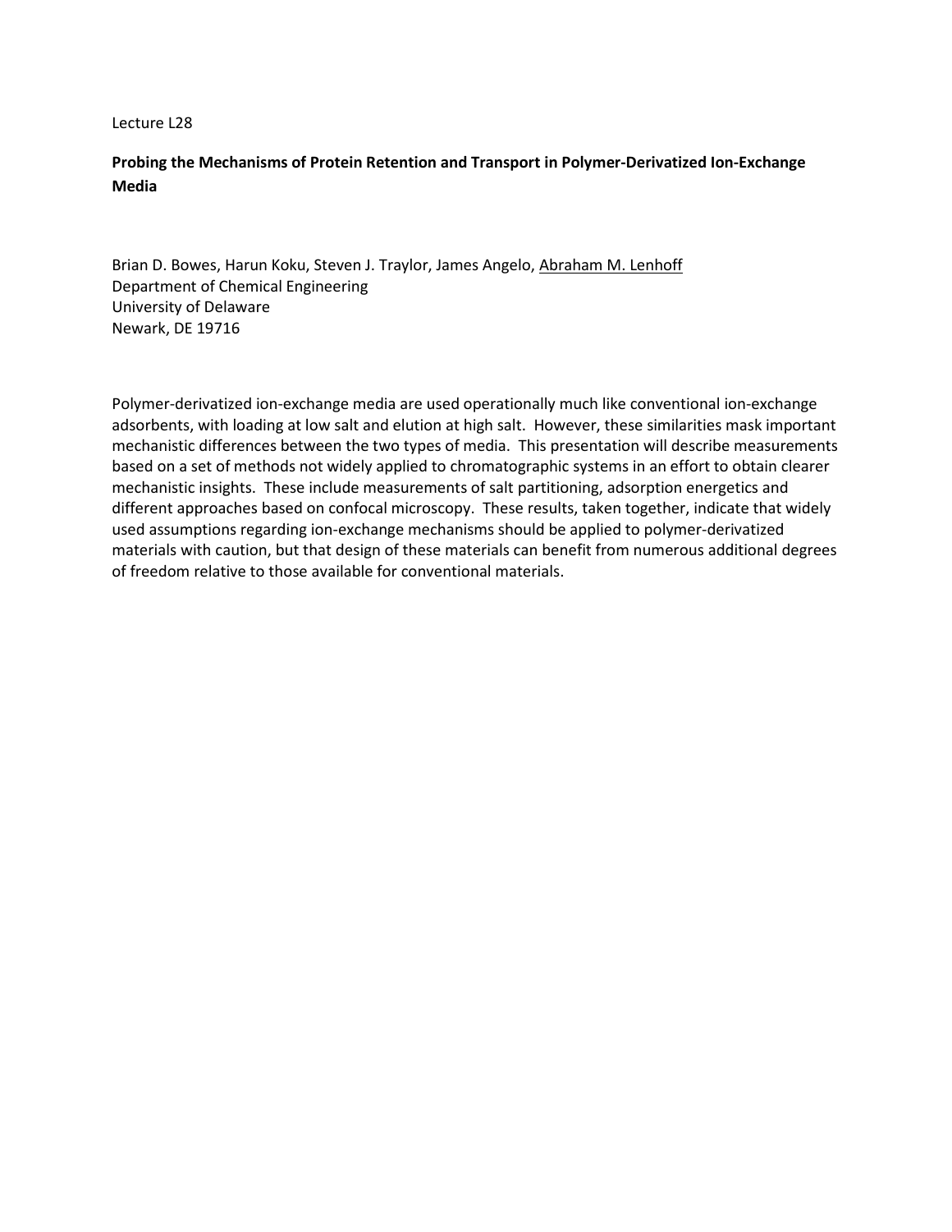Lecture L28

**Probing the Mechanisms of Protein Retention and Transport in Polymer-Derivatized Ion-Exchange Media**

Brian D. Bowes, Harun Koku, Steven J. Traylor, James Angelo, Abraham M. Lenhoff
Department of Chemical Engineering
University of Delaware
Newark, DE 19716

Polymer-derivatized ion-exchange media are used operationally much like conventional ion-exchange adsorbents, with loading at low salt and elution at high salt. However, these similarities mask important mechanistic differences between the two types of media. This presentation will describe measurements based on a set of methods not widely applied to chromatographic systems in an effort to obtain clearer mechanistic insights. These include measurements of salt partitioning, adsorption energetics and different approaches based on confocal microscopy. These results, taken together, indicate that widely used assumptions regarding ion-exchange mechanisms should be applied to polymer-derivatized materials with caution, but that design of these materials can benefit from numerous additional degrees of freedom relative to those available for conventional materials.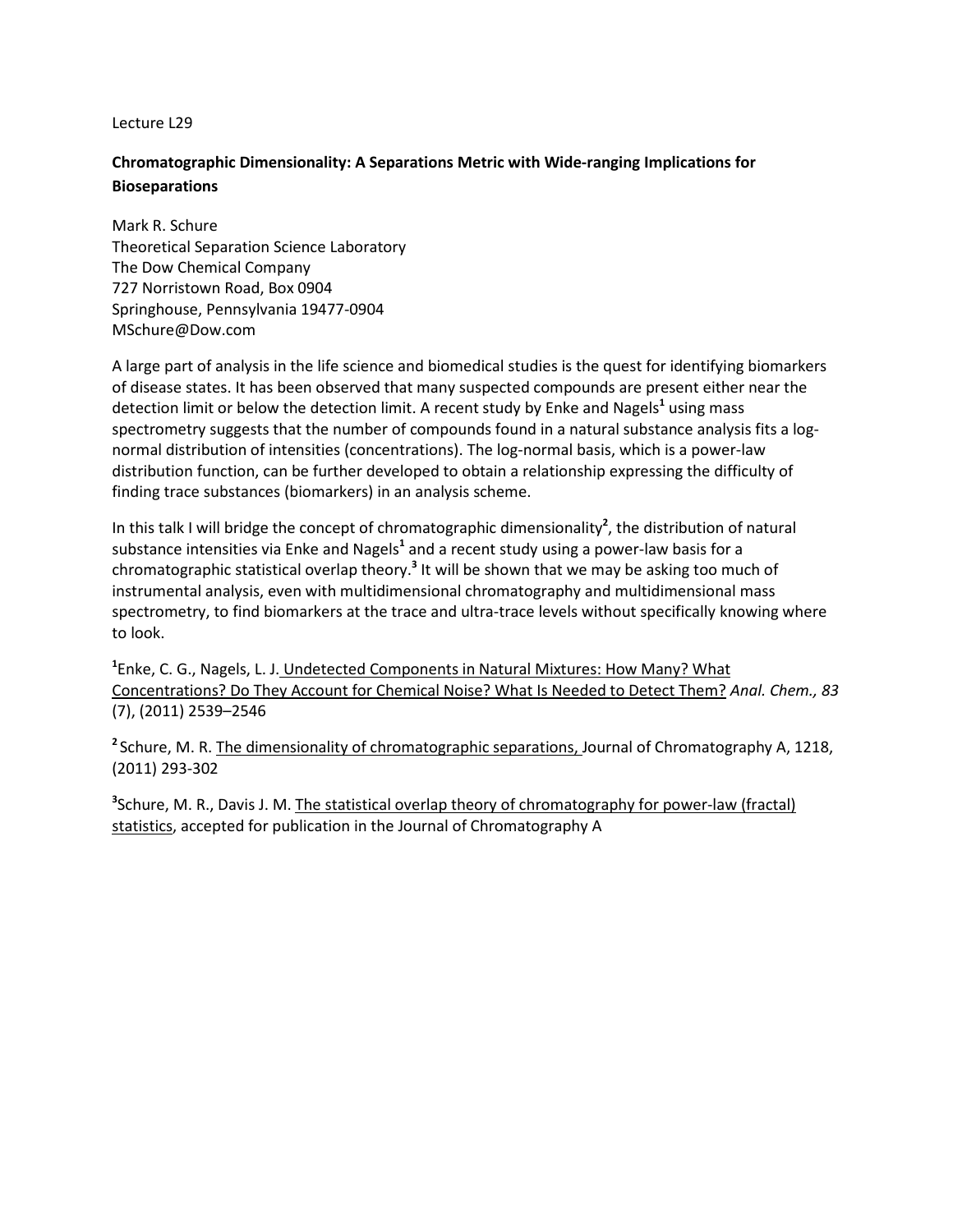Lecture L29

**Chromatographic Dimensionality: A Separations Metric with Wide-ranging Implications for Bioseparations**

Mark R. Schure
Theoretical Separation Science Laboratory
The Dow Chemical Company
727 Norristown Road, Box 0904
Springhouse, Pennsylvania 19477-0904
MSchure@Dow.com

A large part of analysis in the life science and biomedical studies is the quest for identifying biomarkers of disease states. It has been observed that many suspected compounds are present either near the detection limit or below the detection limit. A recent study by Enke and Nagels[1] using mass spectrometry suggests that the number of compounds found in a natural substance analysis fits a log-normal distribution of intensities (concentrations). The log-normal basis, which is a power-law distribution function, can be further developed to obtain a relationship expressing the difficulty of finding trace substances (biomarkers) in an analysis scheme.

In this talk I will bridge the concept of chromatographic dimensionality[2], the distribution of natural substance intensities via Enke and Nagels[1] and a recent study using a power-law basis for a chromatographic statistical overlap theory.[3] It will be shown that we may be asking too much of instrumental analysis, even with multidimensional chromatography and multidimensional mass spectrometry, to find biomarkers at the trace and ultra-trace levels without specifically knowing where to look.

[1] Enke, C. G., Nagels, L. J. Undetected Components in Natural Mixtures: How Many? What Concentrations? Do They Account for Chemical Noise? What Is Needed to Detect Them? *Anal. Chem., 83* (7), (2011) 2539–2546

[2] Schure, M. R. The dimensionality of chromatographic separations, Journal of Chromatography A, 1218, (2011) 293-302

[3] Schure, M. R., Davis J. M. The statistical overlap theory of chromatography for power-law (fractal) statistics, accepted for publication in the Journal of Chromatography A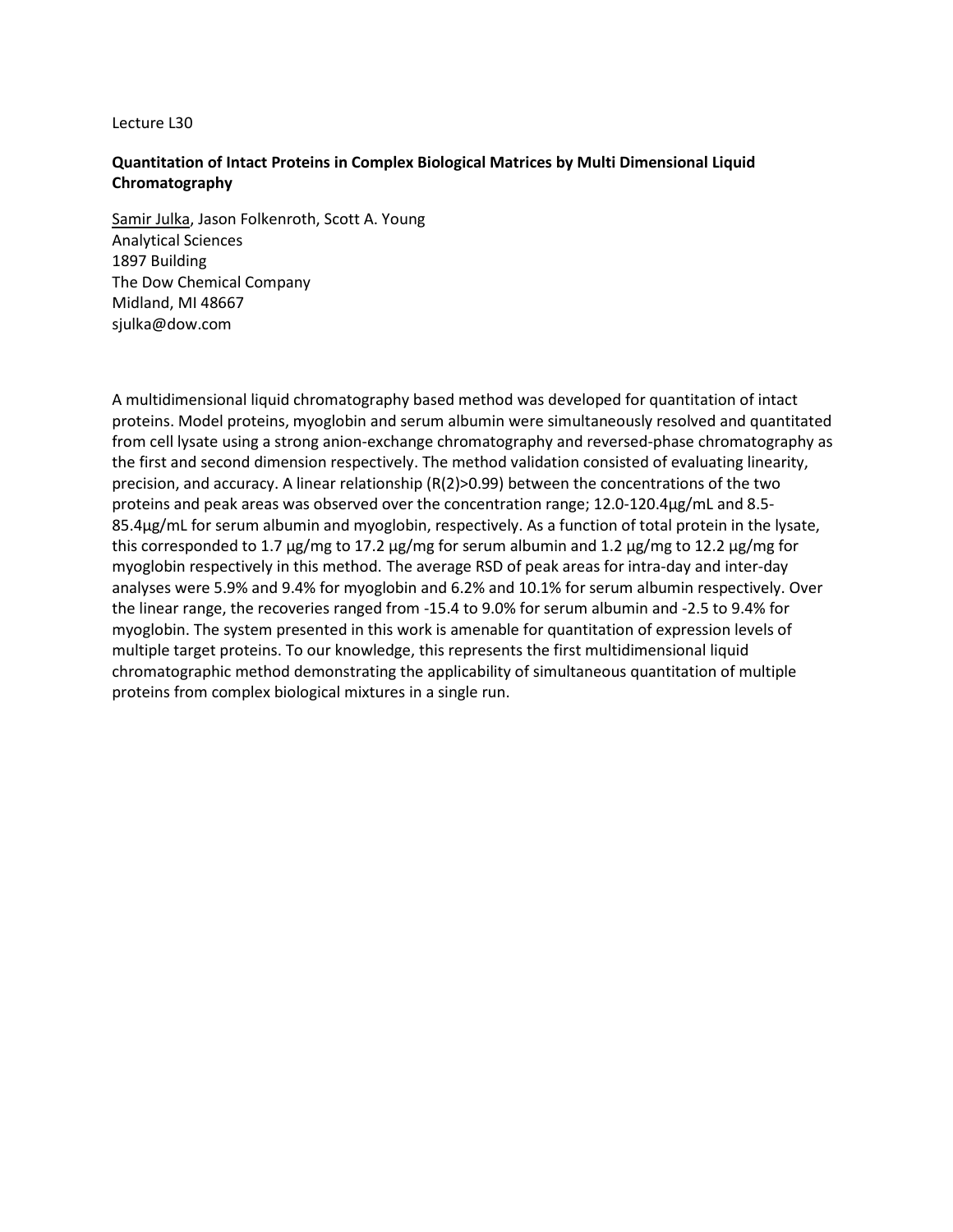Lecture L30

**Quantitation of Intact Proteins in Complex Biological Matrices by Multi Dimensional Liquid Chromatography**

Samir Julka, Jason Folkenroth, Scott A. Young
Analytical Sciences
1897 Building
The Dow Chemical Company
Midland, MI 48667
sjulka@dow.com

A multidimensional liquid chromatography based method was developed for quantitation of intact proteins. Model proteins, myoglobin and serum albumin were simultaneously resolved and quantitated from cell lysate using a strong anion-exchange chromatography and reversed-phase chromatography as the first and second dimension respectively. The method validation consisted of evaluating linearity, precision, and accuracy. A linear relationship (R(2)>0.99) between the concentrations of the two proteins and peak areas was observed over the concentration range; 12.0-120.4µg/mL and 8.5-85.4µg/mL for serum albumin and myoglobin, respectively. As a function of total protein in the lysate, this corresponded to 1.7 µg/mg to 17.2 µg/mg for serum albumin and 1.2 µg/mg to 12.2 µg/mg for myoglobin respectively in this method. The average RSD of peak areas for intra-day and inter-day analyses were 5.9% and 9.4% for myoglobin and 6.2% and 10.1% for serum albumin respectively. Over the linear range, the recoveries ranged from -15.4 to 9.0% for serum albumin and -2.5 to 9.4% for myoglobin. The system presented in this work is amenable for quantitation of expression levels of multiple target proteins. To our knowledge, this represents the first multidimensional liquid chromatographic method demonstrating the applicability of simultaneous quantitation of multiple proteins from complex biological mixtures in a single run.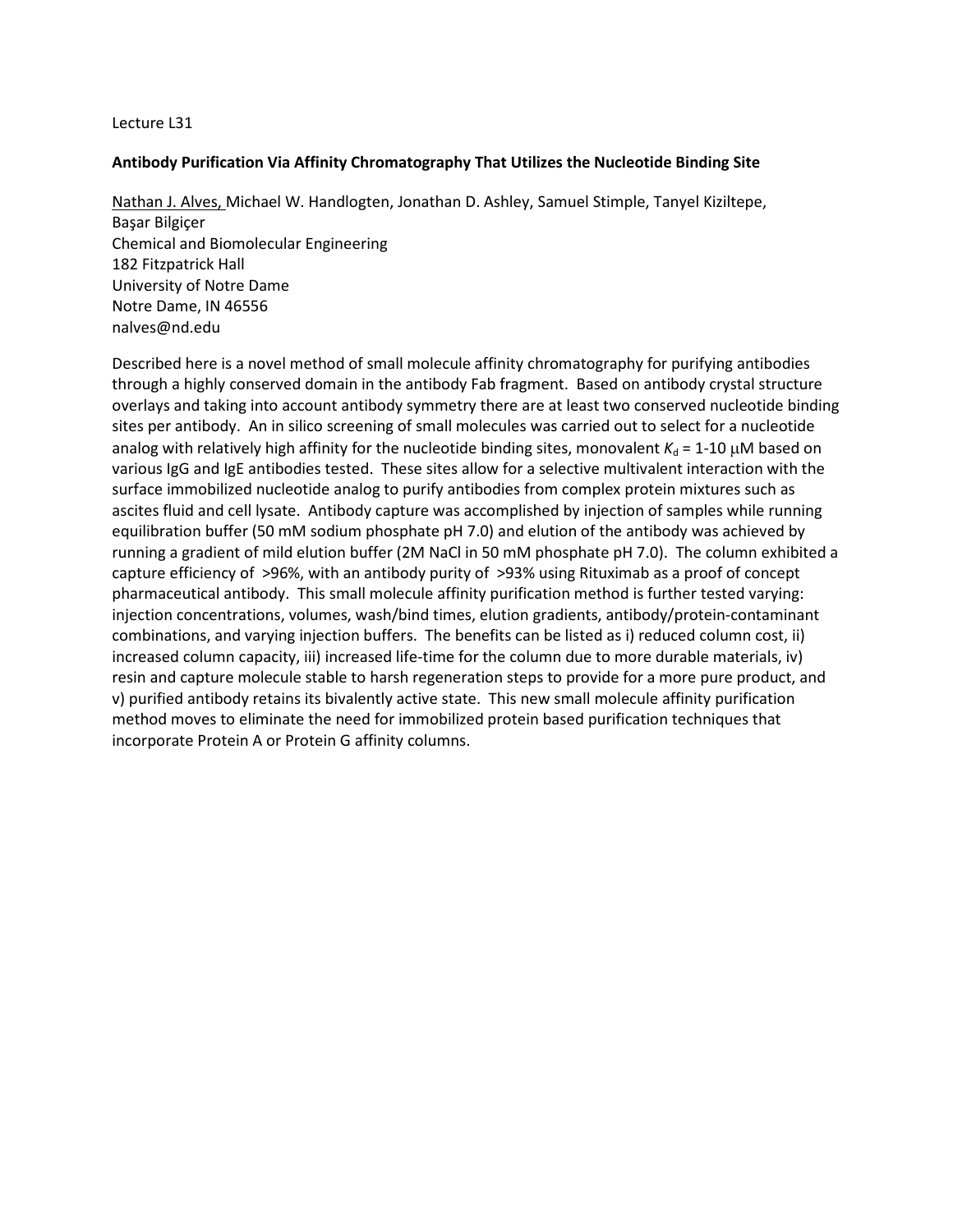Lecture L31

**Antibody Purification Via Affinity Chromatography That Utilizes the Nucleotide Binding Site**

<u>Nathan J. Alves,</u> Michael W. Handlogten, Jonathan D. Ashley, Samuel Stimple, Tanyel Kiziltepe, Başar Bilgiçer
Chemical and Biomolecular Engineering
182 Fitzpatrick Hall
University of Notre Dame
Notre Dame, IN 46556
nalves@nd.edu

Described here is a novel method of small molecule affinity chromatography for purifying antibodies through a highly conserved domain in the antibody Fab fragment. Based on antibody crystal structure overlays and taking into account antibody symmetry there are at least two conserved nucleotide binding sites per antibody. An in silico screening of small molecules was carried out to select for a nucleotide analog with relatively high affinity for the nucleotide binding sites, monovalent $K_d$ = 1-10 μM based on various IgG and IgE antibodies tested. These sites allow for a selective multivalent interaction with the surface immobilized nucleotide analog to purify antibodies from complex protein mixtures such as ascites fluid and cell lysate. Antibody capture was accomplished by injection of samples while running equilibration buffer (50 mM sodium phosphate pH 7.0) and elution of the antibody was achieved by running a gradient of mild elution buffer (2M NaCl in 50 mM phosphate pH 7.0). The column exhibited a capture efficiency of >96%, with an antibody purity of >93% using Rituximab as a proof of concept pharmaceutical antibody. This small molecule affinity purification method is further tested varying: injection concentrations, volumes, wash/bind times, elution gradients, antibody/protein-contaminant combinations, and varying injection buffers. The benefits can be listed as i) reduced column cost, ii) increased column capacity, iii) increased life-time for the column due to more durable materials, iv) resin and capture molecule stable to harsh regeneration steps to provide for a more pure product, and v) purified antibody retains its bivalently active state. This new small molecule affinity purification method moves to eliminate the need for immobilized protein based purification techniques that incorporate Protein A or Protein G affinity columns.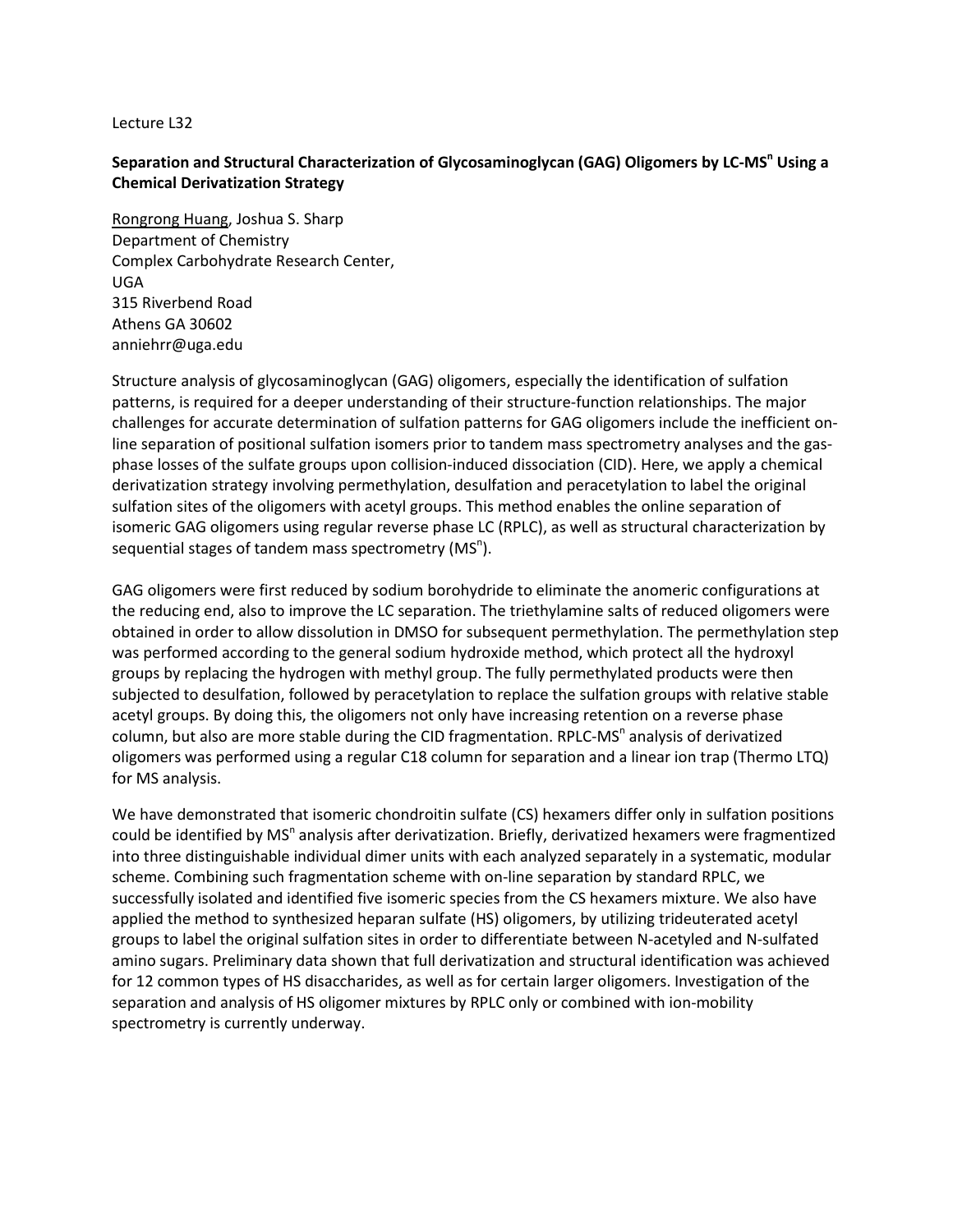Lecture L32

**Separation and Structural Characterization of Glycosaminoglycan (GAG) Oligomers by LC-MS$^n$ Using a Chemical Derivatization Strategy**

Rongrong Huang, Joshua S. Sharp
Department of Chemistry
Complex Carbohydrate Research Center,
UGA
315 Riverbend Road
Athens GA 30602
anniehrr@uga.edu

Structure analysis of glycosaminoglycan (GAG) oligomers, especially the identification of sulfation patterns, is required for a deeper understanding of their structure-function relationships. The major challenges for accurate determination of sulfation patterns for GAG oligomers include the inefficient on-line separation of positional sulfation isomers prior to tandem mass spectrometry analyses and the gas-phase losses of the sulfate groups upon collision-induced dissociation (CID). Here, we apply a chemical derivatization strategy involving permethylation, desulfation and peracetylation to label the original sulfation sites of the oligomers with acetyl groups. This method enables the online separation of isomeric GAG oligomers using regular reverse phase LC (RPLC), as well as structural characterization by sequential stages of tandem mass spectrometry (MS$^n$).

GAG oligomers were first reduced by sodium borohydride to eliminate the anomeric configurations at the reducing end, also to improve the LC separation. The triethylamine salts of reduced oligomers were obtained in order to allow dissolution in DMSO for subsequent permethylation. The permethylation step was performed according to the general sodium hydroxide method, which protect all the hydroxyl groups by replacing the hydrogen with methyl group. The fully permethylated products were then subjected to desulfation, followed by peracetylation to replace the sulfation groups with relative stable acetyl groups. By doing this, the oligomers not only have increasing retention on a reverse phase column, but also are more stable during the CID fragmentation. RPLC-MS$^n$ analysis of derivatized oligomers was performed using a regular C18 column for separation and a linear ion trap (Thermo LTQ) for MS analysis.

We have demonstrated that isomeric chondroitin sulfate (CS) hexamers differ only in sulfation positions could be identified by MS$^n$ analysis after derivatization. Briefly, derivatized hexamers were fragmentized into three distinguishable individual dimer units with each analyzed separately in a systematic, modular scheme. Combining such fragmentation scheme with on-line separation by standard RPLC, we successfully isolated and identified five isomeric species from the CS hexamers mixture. We also have applied the method to synthesized heparan sulfate (HS) oligomers, by utilizing trideuterated acetyl groups to label the original sulfation sites in order to differentiate between N-acetyled and N-sulfated amino sugars. Preliminary data shown that full derivatization and structural identification was achieved for 12 common types of HS disaccharides, as well as for certain larger oligomers. Investigation of the separation and analysis of HS oligomer mixtures by RPLC only or combined with ion-mobility spectrometry is currently underway.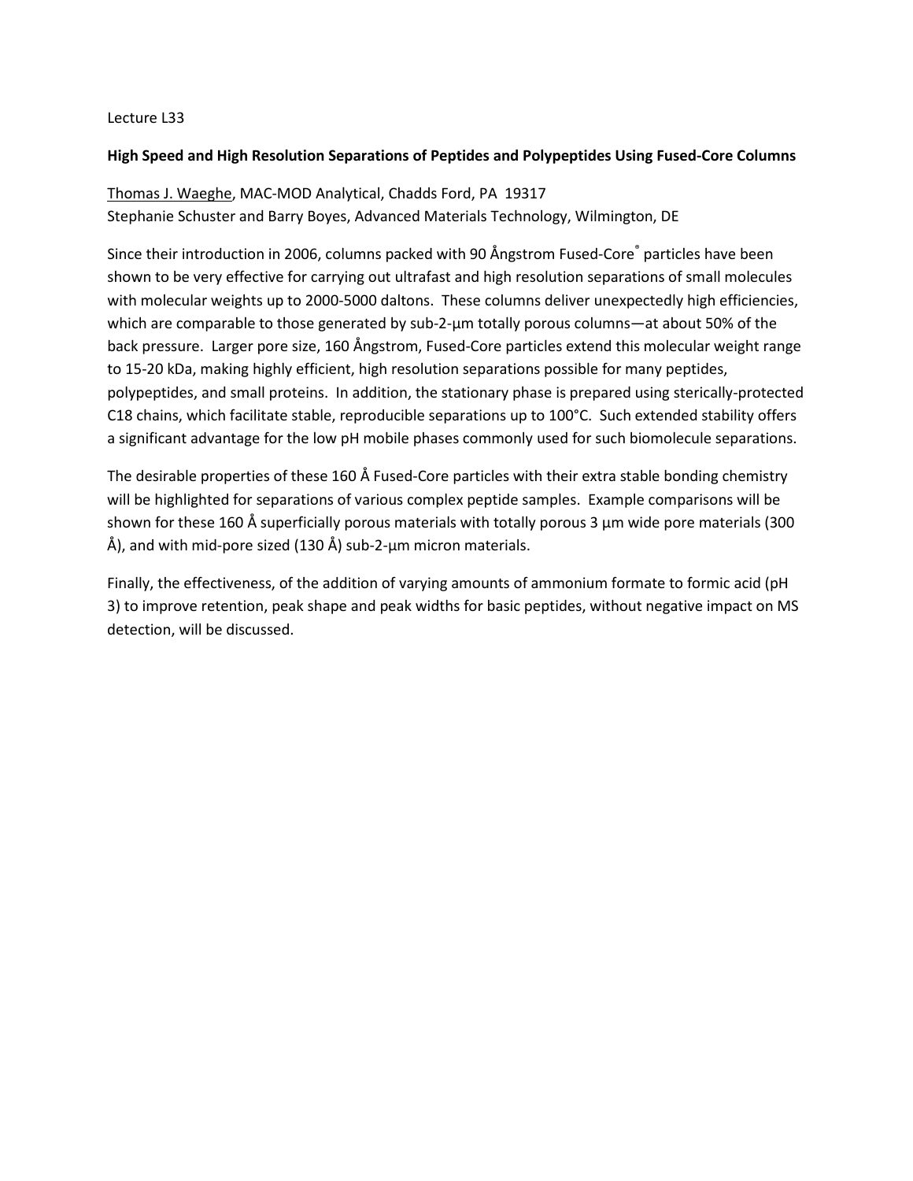Lecture L33

**High Speed and High Resolution Separations of Peptides and Polypeptides Using Fused-Core Columns**

Thomas J. Waeghe, MAC-MOD Analytical, Chadds Ford, PA 19317
Stephanie Schuster and Barry Boyes, Advanced Materials Technology, Wilmington, DE

Since their introduction in 2006, columns packed with 90 Ångstrom Fused-Core® particles have been shown to be very effective for carrying out ultrafast and high resolution separations of small molecules with molecular weights up to 2000-5000 daltons. These columns deliver unexpectedly high efficiencies, which are comparable to those generated by sub-2-µm totally porous columns—at about 50% of the back pressure. Larger pore size, 160 Ångstrom, Fused-Core particles extend this molecular weight range to 15-20 kDa, making highly efficient, high resolution separations possible for many peptides, polypeptides, and small proteins. In addition, the stationary phase is prepared using sterically-protected C18 chains, which facilitate stable, reproducible separations up to 100°C. Such extended stability offers a significant advantage for the low pH mobile phases commonly used for such biomolecule separations.

The desirable properties of these 160 Å Fused-Core particles with their extra stable bonding chemistry will be highlighted for separations of various complex peptide samples. Example comparisons will be shown for these 160 Å superficially porous materials with totally porous 3 µm wide pore materials (300 Å), and with mid-pore sized (130 Å) sub-2-µm micron materials.

Finally, the effectiveness, of the addition of varying amounts of ammonium formate to formic acid (pH 3) to improve retention, peak shape and peak widths for basic peptides, without negative impact on MS detection, will be discussed.